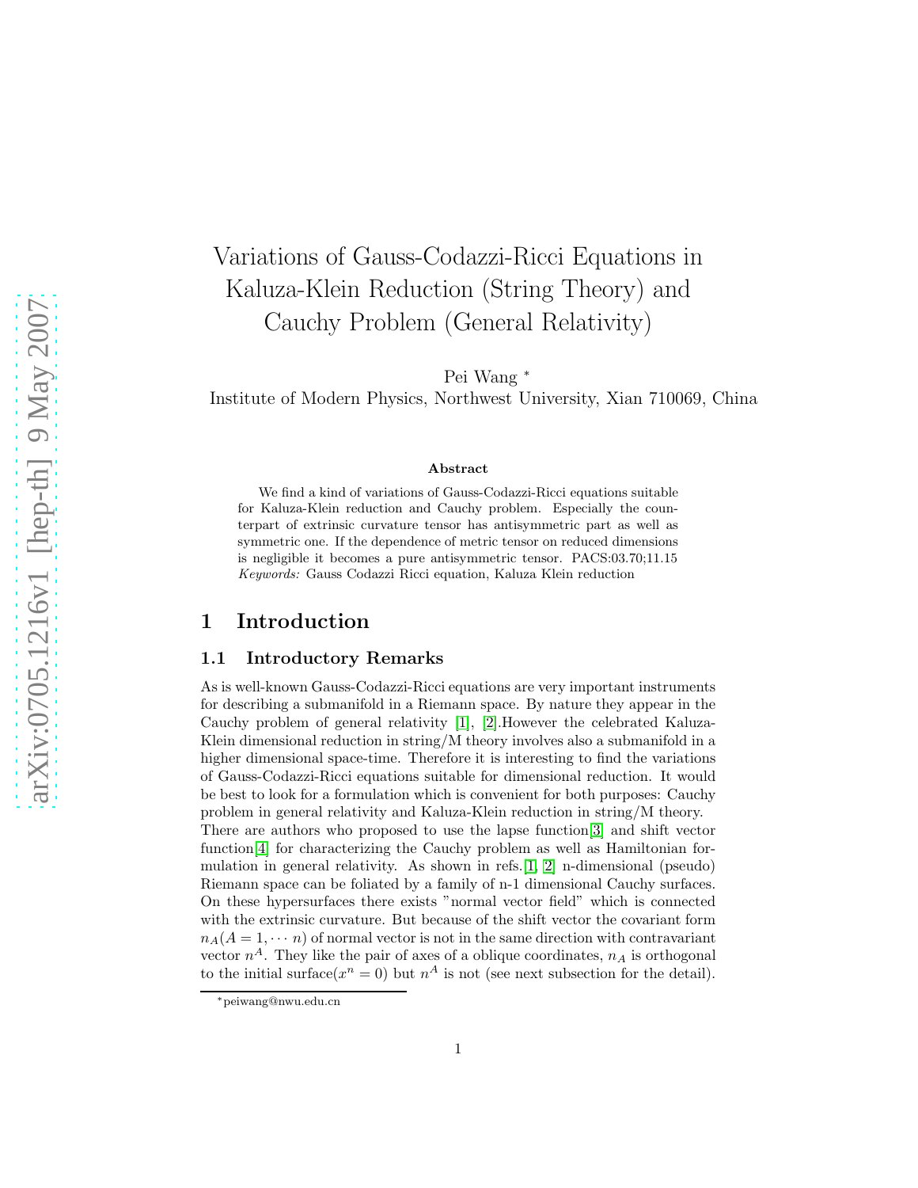# Variations of Gauss-Codazzi-Ricci Equations in Kaluza-Klein Reduction (String Theory) and Cauchy Problem (General Relativity)

Pei Wang *

Institute of Modern Physics, Northwest University, Xian 710069, China

### Abstract

We find a kind of variations of Gauss-Codazzi-Ricci equations suitable for Kaluza-Klein reduction and Cauchy problem. Especially the counterpart of extrinsic curvature tensor has antisymmetric part as well as symmetric one. If the dependence of metric tensor on reduced dimensions is negligible it becomes a pure antisymmetric tensor. PACS:03.70;11.15

*Keywords:* Gauss Codazzi Ricci equation, Kaluza Klein reduction

## 1 Introduction

### 1.1 Introductory Remarks

As is well-known Gauss-Codazzi-Ricci equations are very important instruments for describing a submanifold in a Riemann space. By nature they appear in the Cauchy problem of general relativity [1], [2].However the celebrated Kaluza-Klein dimensional reduction in string/M theory involves also a submanifold in a higher dimensional space-time. Therefore it is interesting to find the variations of Gauss-Codazzi-Ricci equations suitable for dimensional reduction. It would be best to look for a formulation which is convenient for both purposes: Cauchy problem in general relativity and Kaluza-Klein reduction in string/M theory.

There are authors who proposed to use the lapse function[3] and shift vector function[4] for characterizing the Cauchy problem as well as Hamiltonian formulation in general relativity. As shown in refs.[1, 2] n-dimensional (pseudo) Riemann space can be foliated by a family of n-1 dimensional Cauchy surfaces. On these hypersurfaces there exists "normal vector field" which is connected with the extrinsic curvature. But because of the shift vector the covariant form $n_A (A = 1, \cdots n)$ of normal vector is not in the same direction with contravariant vector $n^A$. They like the pair of axes of a oblique coordinates, $n_A$ is orthogonal to the initial surface($x^n = 0$) but $n^A$ is not (see next subsection for the detail).

*peiwang@nwu.edu.cn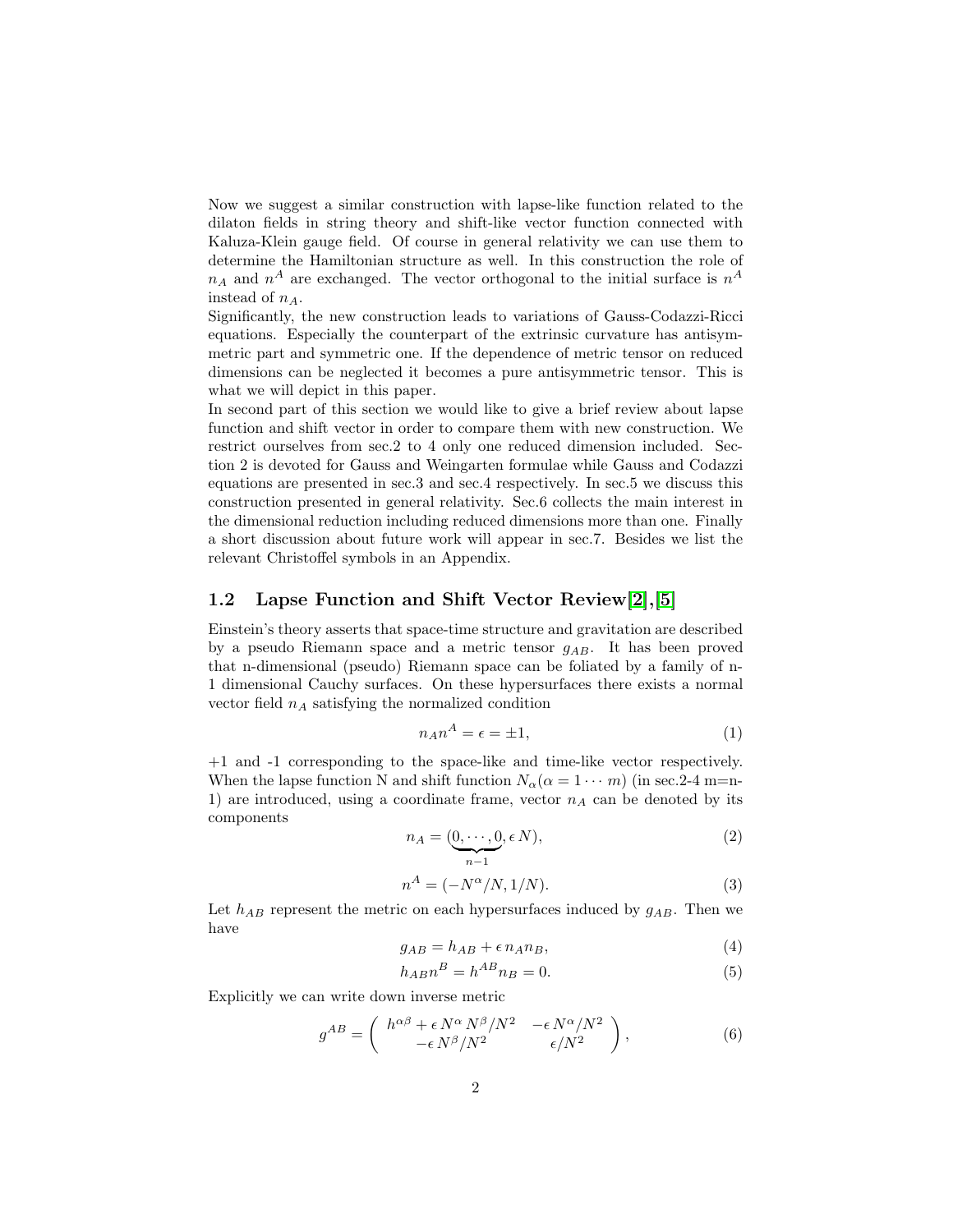Now we suggest a similar construction with lapse-like function related to the dilaton fields in string theory and shift-like vector function connected with Kaluza-Klein gauge field. Of course in general relativity we can use them to determine the Hamiltonian structure as well. In this construction the role of $n_A$ and $n^A$ are exchanged. The vector orthogonal to the initial surface is $n^A$ instead of $n_A$.

Significantly, the new construction leads to variations of Gauss-Codazzi-Ricci equations. Especially the counterpart of the extrinsic curvature has antisymmetric part and symmetric one. If the dependence of metric tensor on reduced dimensions can be neglected it becomes a pure antisymmetric tensor. This is what we will depict in this paper.

In second part of this section we would like to give a brief review about lapse function and shift vector in order to compare them with new construction. We restrict ourselves from sec.2 to 4 only one reduced dimension included. Section 2 is devoted for Gauss and Weingarten formulae while Gauss and Codazzi equations are presented in sec.3 and sec.4 respectively. In sec.5 we discuss this construction presented in general relativity. Sec.6 collects the main interest in the dimensional reduction including reduced dimensions more than one. Finally a short discussion about future work will appear in sec.7. Besides we list the relevant Christoffel symbols in an Appendix.

## 1.2 Lapse Function and Shift Vector Review[2],[5]

Einstein's theory asserts that space-time structure and gravitation are described by a pseudo Riemann space and a metric tensor $g_{AB}$. It has been proved that n-dimensional (pseudo) Riemann space can be foliated by a family of n-1 dimensional Cauchy surfaces. On these hypersurfaces there exists a normal vector field $n_A$ satisfying the normalized condition

$$n_A n^A = \epsilon = \pm 1, \tag{1}$$

+1 and -1 corresponding to the space-like and time-like vector respectively. When the lapse function N and shift function $N_\alpha (\alpha = 1 \cdots m)$ (in sec.2-4 m=n-1) are introduced, using a coordinate frame, vector $n_A$ can be denoted by its components

$$n_A = (\underbrace{0, \cdots, 0}_{n-1}, \epsilon\, N), \tag{2}$$

$$n^A = (-N^\alpha/N, 1/N). \tag{3}$$

Let $h_{AB}$ represent the metric on each hypersurfaces induced by $g_{AB}$. Then we have

$$g_{AB} = h_{AB} + \epsilon\, n_A n_B, \tag{4}$$

$$h_{AB} n^B = h^{AB} n_B = 0. \tag{5}$$

Explicitly we can write down inverse metric

$$g^{AB} = \begin{pmatrix} h^{\alpha\beta} + \epsilon\, N^\alpha N^\beta/N^2 & -\epsilon\, N^\alpha/N^2 \\ -\epsilon\, N^\beta/N^2 & \epsilon/N^2 \end{pmatrix}, \tag{6}$$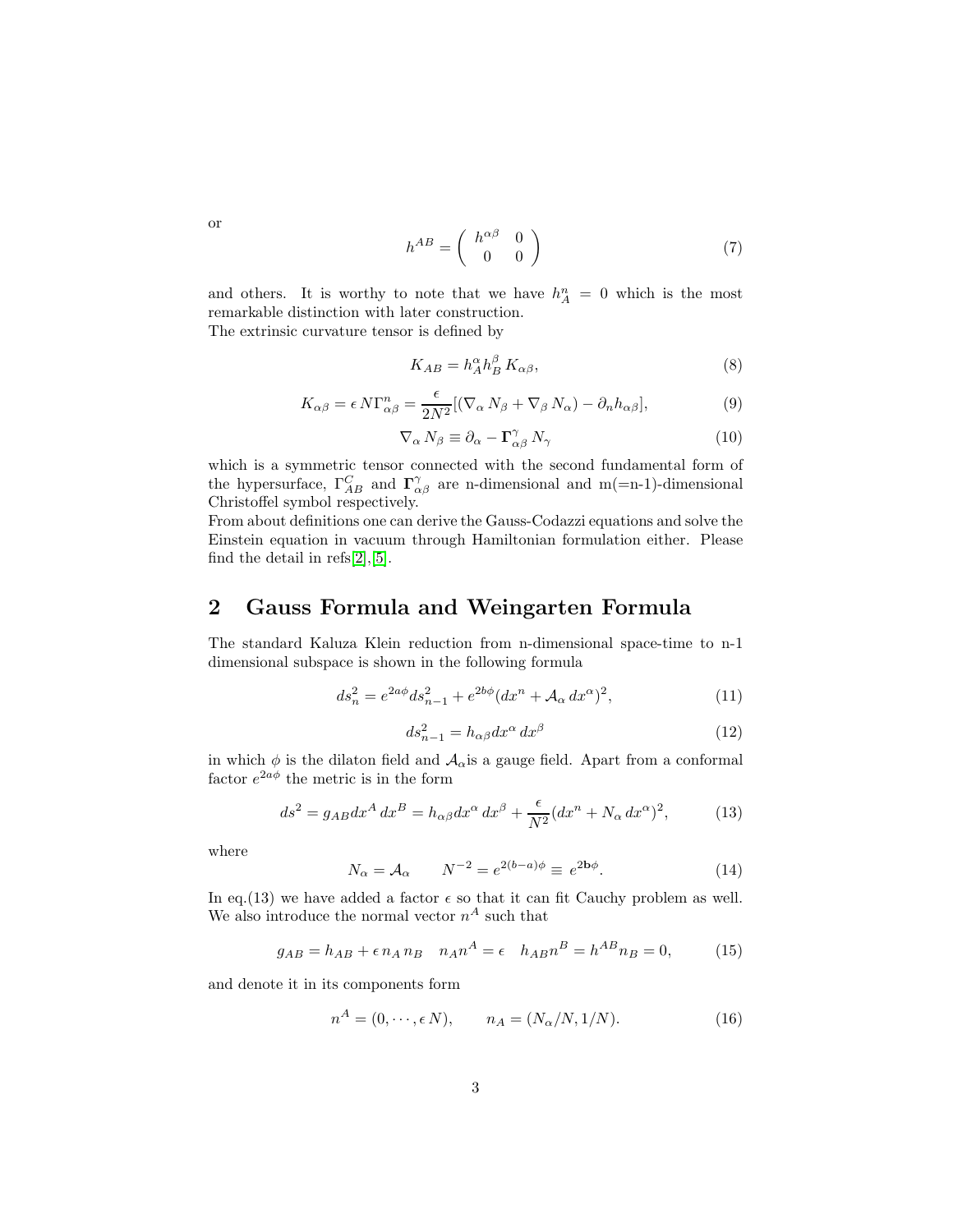or

$$h^{AB} = \left( \begin{array}{cc} h^{\alpha\beta} & 0 \\ 0 & 0 \end{array} \right) \tag{7}$$

and others. It is worthy to note that we have $h^n_A = 0$ which is the most remarkable distinction with later construction.
The extrinsic curvature tensor is defined by

$$K_{AB} = h^\alpha_A h^\beta_B \, K_{\alpha\beta}, \tag{8}$$

$$K_{\alpha\beta} = \epsilon \, N \Gamma^n_{\alpha\beta} = \frac{\epsilon}{2N^2}[(\nabla_\alpha \, N_\beta + \nabla_\beta \, N_\alpha) - \partial_n h_{\alpha\beta}], \tag{9}$$

$$\nabla_\alpha \, N_\beta \equiv \partial_\alpha - \mathbf{\Gamma}^\gamma_{\alpha\beta} \, N_\gamma \tag{10}$$

which is a symmetric tensor connected with the second fundamental form of the hypersurface, $\Gamma^C_{AB}$ and $\mathbf{\Gamma}^\gamma_{\alpha\beta}$ are n-dimensional and m(=n-1)-dimensional Christoffel symbol respectively.
From about definitions one can derive the Gauss-Codazzi equations and solve the Einstein equation in vacuum through Hamiltonian formulation either. Please find the detail in refs[2],[5].

## 2 Gauss Formula and Weingarten Formula

The standard Kaluza Klein reduction from n-dimensional space-time to n-1 dimensional subspace is shown in the following formula

$$ds^2_n = e^{2a\phi} ds^2_{n-1} + e^{2b\phi}(dx^n + \mathcal{A}_\alpha \, dx^\alpha)^2, \tag{11}$$

$$ds^2_{n-1} = h_{\alpha\beta} dx^\alpha \, dx^\beta \tag{12}$$

in which $\phi$ is the dilaton field and $\mathcal{A}_\alpha$is a gauge field. Apart from a conformal factor $e^{2a\phi}$ the metric is in the form

$$ds^2 = g_{AB} dx^A \, dx^B = h_{\alpha\beta} dx^\alpha \, dx^\beta + \frac{\epsilon}{N^2}(dx^n + N_\alpha \, dx^\alpha)^2, \tag{13}$$

where

$$N_\alpha = \mathcal{A}_\alpha \qquad N^{-2} = e^{2(b-a)\phi} \equiv e^{2\mathbf{b}\phi}. \tag{14}$$

In eq.(13) we have added a factor $\epsilon$ so that it can fit Cauchy problem as well. We also introduce the normal vector $n^A$ such that

$$g_{AB} = h_{AB} + \epsilon \, n_A \, n_B \quad n_A n^A = \epsilon \quad h_{AB} n^B = h^{AB} n_B = 0, \tag{15}$$

and denote it in its components form

$$n^A = (0, \cdots, \epsilon \, N), \qquad n_A = (N_\alpha/N, 1/N). \tag{16}$$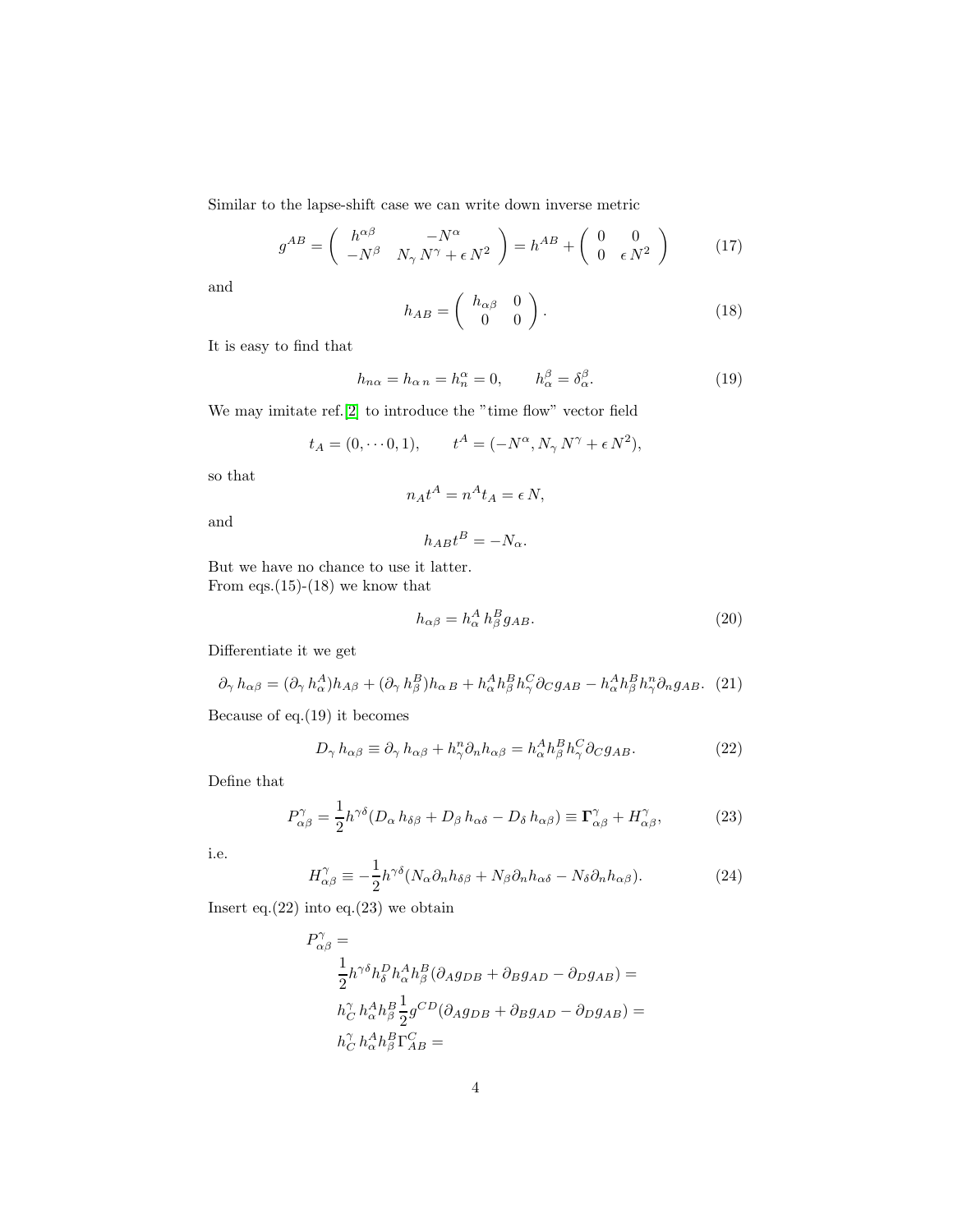Similar to the lapse-shift case we can write down inverse metric

$$g^{AB} = \left( \begin{array}{cc} h^{\alpha\beta} & -N^{\alpha} \\ -N^{\beta} & N_{\gamma}\,N^{\gamma} + \epsilon\,N^2 \end{array} \right) = h^{AB} + \left( \begin{array}{cc} 0 & 0 \\ 0 & \epsilon\,N^2 \end{array} \right) \tag{17}$$

and

$$h_{AB} = \left( \begin{array}{cc} h_{\alpha\beta} & 0 \\ 0 & 0 \end{array} \right). \tag{18}$$

It is easy to find that

$$h_{n\alpha} = h_{\alpha\,n} = h^{\alpha}_{n} = 0, \qquad h^{\beta}_{\alpha} = \delta^{\beta}_{\alpha}. \tag{19}$$

We may imitate ref.[2] to introduce the "time flow" vector field

$$t_A = (0, \cdots 0, 1), \qquad t^A = (-N^{\alpha}, N_{\gamma}\,N^{\gamma} + \epsilon\,N^2),$$

so that

$$n_A t^A = n^A t_A = \epsilon\,N,$$

and

$$h_{AB} t^B = -N_{\alpha}.$$

But we have no chance to use it latter.
From eqs.(15)-(18) we know that

$$h_{\alpha\beta} = h^{A}_{\alpha}\,h^{B}_{\beta}\,g_{AB}. \tag{20}$$

Differentiate it we get

$$\partial_{\gamma}\,h_{\alpha\beta} = (\partial_{\gamma}\,h^{A}_{\alpha})h_{A\beta} + (\partial_{\gamma}\,h^{B}_{\beta})h_{\alpha\,B} + h^{A}_{\alpha}h^{B}_{\beta}h^{C}_{\gamma}\partial_C g_{AB} - h^{A}_{\alpha}h^{B}_{\beta}h^{n}_{\gamma}\partial_n g_{AB}. \tag{21}$$

Because of eq.(19) it becomes

$$D_{\gamma}\,h_{\alpha\beta} \equiv \partial_{\gamma}\,h_{\alpha\beta} + h^{n}_{\gamma}\partial_n h_{\alpha\beta} = h^{A}_{\alpha}h^{B}_{\beta}h^{C}_{\gamma}\partial_C g_{AB}. \tag{22}$$

Define that

$$P^{\gamma}_{\alpha\beta} = \frac{1}{2}h^{\gamma\delta}(D_{\alpha}\,h_{\delta\beta} + D_{\beta}\,h_{\alpha\delta} - D_{\delta}\,h_{\alpha\beta}) \equiv \mathbf{\Gamma}^{\gamma}_{\alpha\beta} + H^{\gamma}_{\alpha\beta}, \tag{23}$$

i.e.

$$H^{\gamma}_{\alpha\beta} \equiv -\frac{1}{2}h^{\gamma\delta}(N_{\alpha}\partial_n h_{\delta\beta} + N_{\beta}\partial_n h_{\alpha\delta} - N_{\delta}\partial_n h_{\alpha\beta}). \tag{24}$$

Insert eq.(22) into eq.(23) we obtain

$$\begin{aligned}
&P^{\gamma}_{\alpha\beta} = \\
&\quad \frac{1}{2}h^{\gamma\delta}h^{D}_{\delta}h^{A}_{\alpha}h^{B}_{\beta}(\partial_A g_{DB} + \partial_B g_{AD} - \partial_D g_{AB}) = \\
&\quad h^{\gamma}_{C}\,h^{A}_{\alpha}h^{B}_{\beta}\frac{1}{2}g^{CD}(\partial_A g_{DB} + \partial_B g_{AD} - \partial_D g_{AB}) = \\
&\quad h^{\gamma}_{C}\,h^{A}_{\alpha}h^{B}_{\beta}\Gamma^{C}_{AB} =
\end{aligned}$$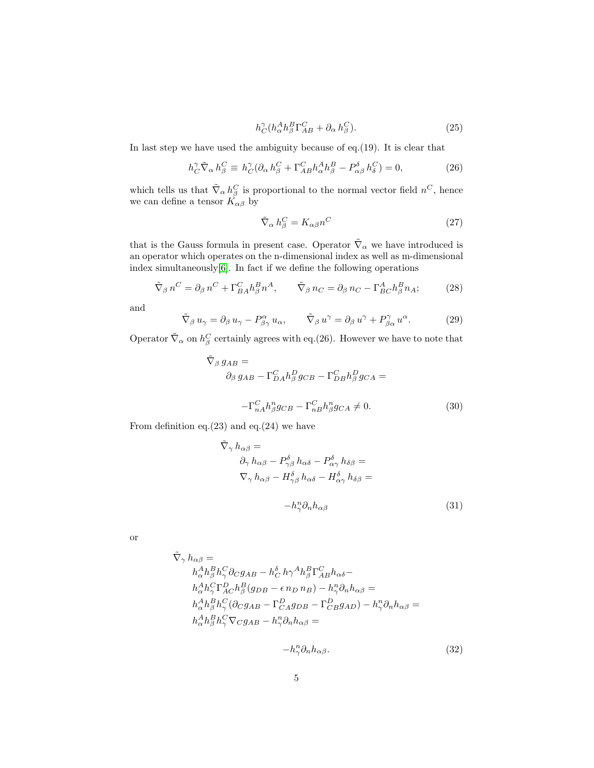$$
h^{\gamma}_{C}(h^{A}_{\alpha}h^{B}_{\beta}\Gamma^{C}_{AB} + \partial_{\alpha}\, h^{C}_{\beta}). \tag{25}
$$

In last step we have used the ambiguity because of eq.(19). It is clear that

$$
h^{\gamma}_{C}\tilde{\nabla}_{\alpha}\, h^{C}_{\beta} \equiv h^{\gamma}_{C}(\partial_{\alpha}\, h^{C}_{\beta} + \Gamma^{C}_{AB}h^{A}_{\alpha}h^{B}_{\beta} - P^{\delta}_{\alpha\beta}\, h^{C}_{\delta}) = 0, \tag{26}
$$

which tells us that $\tilde{\nabla}_{\alpha}\, h^{C}_{\beta}$ is proportional to the normal vector field $n^{C}$, hence we can define a tensor $K_{\alpha\beta}$ by

$$
\tilde{\nabla}_{\alpha}\, h^{C}_{\beta} = K_{\alpha\beta}n^{C} \tag{27}
$$

that is the Gauss formula in present case. Operator $\tilde{\nabla}_{\alpha}$ we have introduced is an operator which operates on the n-dimensional index as well as m-dimensional index simultaneously[6]. In fact if we define the following operations

$$
\tilde{\nabla}_{\beta}\, n^{C} = \partial_{\beta}\, n^{C} + \Gamma^{C}_{BA}h^{B}_{\beta}n^{A}, \qquad \tilde{\nabla}_{\beta}\, n_{C} = \partial_{\beta}\, n_{C} - \Gamma^{A}_{BC}h^{B}_{\beta}n_{A}; \tag{28}
$$

and

$$
\tilde{\nabla}_{\beta}\, u_{\gamma} = \partial_{\beta}\, u_{\gamma} - P^{\alpha}_{\beta\gamma}\, u_{\alpha}, \qquad \tilde{\nabla}_{\beta}\, u^{\gamma} = \partial_{\beta}\, u^{\gamma} + P^{\gamma}_{\beta\alpha}\, u^{\alpha}. \tag{29}
$$

Operator $\tilde{\nabla}_{\alpha}$ on $h^{C}_{\beta}$ certainly agrees with eq.(26). However we have to note that

$$
\begin{aligned}
&\tilde{\nabla}_{\beta}\, g_{AB} = \\
&\quad \partial_{\beta}\, g_{AB} - \Gamma^{C}_{DA}h^{D}_{\beta}\, g_{CB} - \Gamma^{C}_{DB}h^{D}_{\beta}\, g_{CA} = \\
&\quad -\Gamma^{C}_{nA}h^{n}_{\beta}g_{CB} - \Gamma^{C}_{nB}h^{n}_{\beta}g_{CA} \neq 0.
\end{aligned} \tag{30}
$$

From definition eq.(23) and eq.(24) we have

$$
\begin{aligned}
&\tilde{\nabla}_{\gamma}\, h_{\alpha\beta} = \\
&\quad \partial_{\gamma}\, h_{\alpha\beta} - P^{\delta}_{\gamma\beta}\, h_{\alpha\delta} - P^{\delta}_{\alpha\gamma}\, h_{\delta\beta} = \\
&\quad \nabla_{\gamma}\, h_{\alpha\beta} - H^{\delta}_{\gamma\beta}\, h_{\alpha\delta} - H^{\delta}_{\alpha\gamma}\, h_{\delta\beta} = \\
&\quad -h^{n}_{\gamma}\partial_{n}h_{\alpha\beta}
\end{aligned} \tag{31}
$$

or

$$
\begin{aligned}
&\tilde{\nabla}_{\gamma}\, h_{\alpha\beta} = \\
&\quad h^{A}_{\alpha}h^{B}_{\beta}h^{C}_{\gamma}\partial_{C}g_{AB} - h^{\delta}_{C}\, h\gamma^{A}h^{B}_{\beta}\Gamma^{C}_{AB}h_{\alpha\delta} - \\
&\quad h^{A}_{\alpha}h^{C}_{\gamma}\Gamma^{D}_{AC}h^{B}_{\beta}(g_{DB} - \epsilon\, n_{D}\, n_{B}) - h^{n}_{\gamma}\partial_{n}h_{\alpha\beta} = \\
&\quad h^{A}_{\alpha}h^{B}_{\beta}h^{C}_{\gamma}(\partial_{C}g_{AB} - \Gamma^{D}_{CA}g_{DB} - \Gamma^{D}_{CB}g_{AD}) - h^{n}_{\gamma}\partial_{n}h_{\alpha\beta} = \\
&\quad h^{A}_{\alpha}h^{B}_{\beta}h^{C}_{\gamma}\nabla_{C}g_{AB} - h^{n}_{\gamma}\partial_{n}h_{\alpha\beta} = \\
&\quad -h^{n}_{\gamma}\partial_{n}h_{\alpha\beta}.
\end{aligned} \tag{32}
$$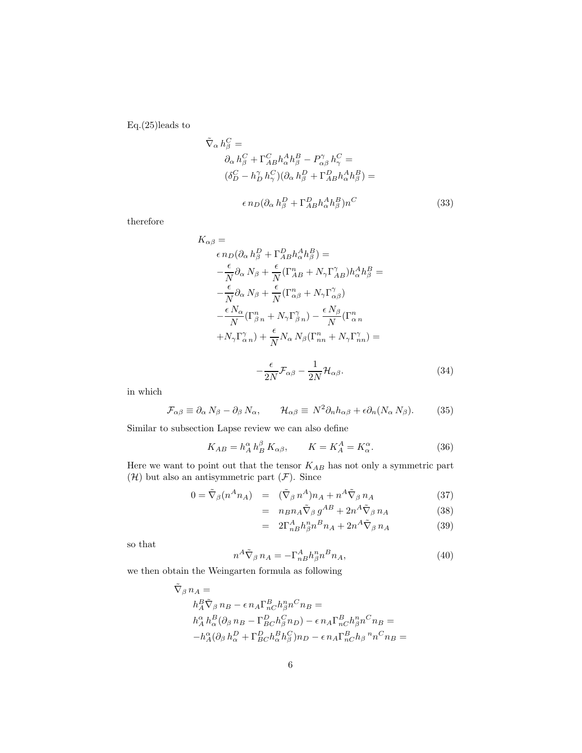Eq.(25)leads to

$$
\begin{aligned}
&\tilde{\nabla}_\alpha\, h^C_\beta = \\
&\quad \partial_\alpha\, h^C_\beta + \Gamma^C_{AB} h^A_\alpha h^B_\beta - P^\gamma_{\alpha\beta}\, h^C_\gamma = \\
&\quad (\delta^C_D - h^\gamma_D\, h^C_\gamma)(\partial_\alpha\, h^D_\beta + \Gamma^D_{AB} h^A_\alpha h^B_\beta) = \\
&\qquad \epsilon\, n_D(\partial_\alpha\, h^D_\beta + \Gamma^D_{AB} h^A_\alpha h^B_\beta) n^C
\end{aligned}
\tag{33}
$$

therefore

$$
\begin{aligned}
&K_{\alpha\beta} = \\
&\quad \epsilon\, n_D(\partial_\alpha\, h^D_\beta + \Gamma^D_{AB} h^A_\alpha h^B_\beta) = \\
&\quad -\frac{\epsilon}{N}\partial_\alpha\, N_\beta + \frac{\epsilon}{N}(\Gamma^n_{AB} + N_\gamma \Gamma^\gamma_{AB}) h^A_\alpha h^B_\beta = \\
&\quad -\frac{\epsilon}{N}\partial_\alpha\, N_\beta + \frac{\epsilon}{N}(\Gamma^n_{\alpha\beta} + N_\gamma \Gamma^\gamma_{\alpha\beta}) \\
&\quad -\frac{\epsilon\, N_\alpha}{N}(\Gamma^n_{\beta\, n} + N_\gamma \Gamma^\gamma_{\beta\, n}) - \frac{\epsilon\, N_\beta}{N}(\Gamma^n_{\alpha\, n} \\
&\quad + N_\gamma \Gamma^\gamma_{\alpha\, n}) + \frac{\epsilon}{N} N_\alpha\, N_\beta(\Gamma^n_{nn} + N_\gamma \Gamma^\gamma_{nn}) = \\
&\qquad -\frac{\epsilon}{2N}\mathcal{F}_{\alpha\beta} - \frac{1}{2N}\mathcal{H}_{\alpha\beta}.
\end{aligned}
\tag{34}
$$

in which

$$
\mathcal{F}_{\alpha\beta} \equiv \partial_\alpha\, N_\beta - \partial_\beta\, N_\alpha, \qquad \mathcal{H}_{\alpha\beta} \equiv\, N^2 \partial_n h_{\alpha\beta} + \epsilon \partial_n (N_\alpha\, N_\beta). \tag{35}
$$

Similar to subsection Lapse review we can also define

$$
K_{AB} = h^\alpha_A\, h^\beta_B\, K_{\alpha\beta}, \qquad K = K^A_A = K^\alpha_\alpha. \tag{36}
$$

Here we want to point out that the tensor $K_{AB}$ has not only a symmetric part ($\mathcal{H}$) but also an antisymmetric part ($\mathcal{F}$). Since

$$
\begin{aligned}
0 = \tilde{\nabla}_\beta (n^A n_A) &= (\tilde{\nabla}_\beta\, n^A) n_A + n^A \tilde{\nabla}_\beta\, n_A & (37)\\
&= n_B n_A \tilde{\nabla}_\beta\, g^{AB} + 2 n^A \tilde{\nabla}_\beta\, n_A & (38)\\
&= 2\Gamma^A_{nB} h^n_\beta n^B n_A + 2 n^A \tilde{\nabla}_\beta\, n_A & (39)
\end{aligned}
$$

so that

$$
n^A \tilde{\nabla}_\beta\, n_A = -\Gamma^A_{nB} h^n_\beta n^B n_A, \tag{40}
$$

we then obtain the Weingarten formula as following

$$
\begin{aligned}
&\tilde{\nabla}_\beta\, n_A = \\
&\quad h^B_A \tilde{\nabla}_\beta\, n_B - \epsilon\, n_A \Gamma^B_{nC} h^n_\beta n^C n_B = \\
&\quad h^\alpha_A\, h^B_\alpha (\partial_\beta\, n_B - \Gamma^D_{BC} h^C_\beta n_D) - \epsilon\, n_A \Gamma^B_{nC} h^n_\beta n^C n_B = \\
&\quad -h^\alpha_A (\partial_\beta\, h^D_\alpha + \Gamma^D_{BC} h^B_\alpha h^C_\beta) n_D - \epsilon\, n_A \Gamma^B_{nC} h_\beta{}^n n^C n_B =
\end{aligned}
$$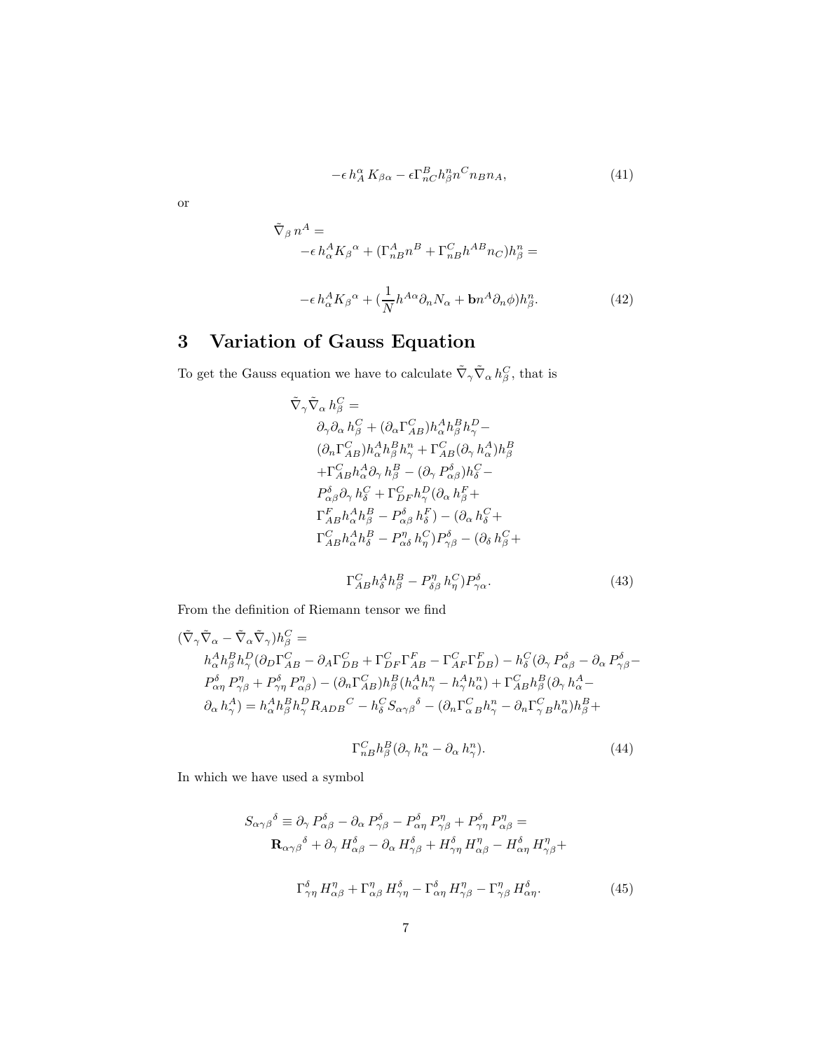$$-\epsilon\, h^{\alpha}_{A}\, K_{\beta\alpha} - \epsilon \Gamma^{B}_{nC} h^{n}_{\beta} n^{C} n_{B} n_{A}, \tag{41}$$

or

$$\begin{aligned}
&\tilde{\nabla}_{\beta}\, n^{A} = \\
&\quad -\epsilon\, h^{A}_{\alpha} K_{\beta}{}^{\alpha} + (\Gamma^{A}_{nB} n^{B} + \Gamma^{C}_{nB} h^{AB} n_{C}) h^{n}_{\beta} = \\
&\quad -\epsilon\, h^{A}_{\alpha} K_{\beta}{}^{\alpha} + (\frac{1}{N} h^{A\alpha} \partial_{n} N_{\alpha} + \mathbf{b} n^{A} \partial_{n} \phi) h^{n}_{\beta}.
\end{aligned} \tag{42}$$

# 3 Variation of Gauss Equation

To get the Gauss equation we have to calculate $\tilde{\nabla}_{\gamma} \tilde{\nabla}_{\alpha}\, h^{C}_{\beta}$, that is

$$\begin{aligned}
\tilde{\nabla}_{\gamma} \tilde{\nabla}_{\alpha}\, h^{C}_{\beta} = &\\
&\partial_{\gamma} \partial_{\alpha}\, h^{C}_{\beta} + (\partial_{\alpha} \Gamma^{C}_{AB}) h^{A}_{\alpha} h^{B}_{\beta} h^{D}_{\gamma} - \\
&(\partial_{n} \Gamma^{C}_{AB}) h^{A}_{\alpha} h^{B}_{\beta} h^{n}_{\gamma} + \Gamma^{C}_{AB} (\partial_{\gamma}\, h^{A}_{\alpha}) h^{B}_{\beta} \\
&+ \Gamma^{C}_{AB} h^{A}_{\alpha} \partial_{\gamma}\, h^{B}_{\beta} - (\partial_{\gamma}\, P^{\delta}_{\alpha\beta}) h^{C}_{\delta} - \\
&P^{\delta}_{\alpha\beta} \partial_{\gamma}\, h^{C}_{\delta} + \Gamma^{C}_{DF} h^{D}_{\gamma} (\partial_{\alpha}\, h^{F}_{\beta} + \\
&\Gamma^{F}_{AB} h^{A}_{\alpha} h^{B}_{\beta} - P^{\delta}_{\alpha\beta}\, h^{F}_{\delta}) - (\partial_{\alpha}\, h^{C}_{\delta} + \\
&\Gamma^{C}_{AB} h^{A}_{\alpha} h^{B}_{\delta} - P^{\eta}_{\alpha\delta}\, h^{C}_{\eta}) P^{\delta}_{\gamma\beta} - (\partial_{\delta}\, h^{C}_{\beta} + \\
&\Gamma^{C}_{AB} h^{A}_{\delta} h^{B}_{\beta} - P^{\eta}_{\delta\beta}\, h^{C}_{\eta}) P^{\delta}_{\gamma\alpha}.
\end{aligned} \tag{43}$$

From the definition of Riemann tensor we find

$$\begin{aligned}
&(\tilde{\nabla}_{\gamma} \tilde{\nabla}_{\alpha} - \tilde{\nabla}_{\alpha} \tilde{\nabla}_{\gamma}) h^{C}_{\beta} = \\
&\quad h^{A}_{\alpha} h^{B}_{\beta} h^{D}_{\gamma} (\partial_{D} \Gamma^{C}_{AB} - \partial_{A} \Gamma^{C}_{DB} + \Gamma^{C}_{DF} \Gamma^{F}_{AB} - \Gamma^{C}_{AF} \Gamma^{F}_{DB}) - h^{C}_{\delta} (\partial_{\gamma}\, P^{\delta}_{\alpha\beta} - \partial_{\alpha}\, P^{\delta}_{\gamma\beta} - \\
&\quad P^{\delta}_{\alpha\eta}\, P^{\eta}_{\gamma\beta} + P^{\delta}_{\gamma\eta}\, P^{\eta}_{\alpha\beta}) - (\partial_{n} \Gamma^{C}_{AB}) h^{B}_{\beta} (h^{A}_{\alpha} h^{n}_{\gamma} - h^{A}_{\gamma} h^{n}_{\alpha}) + \Gamma^{C}_{AB} h^{B}_{\beta} (\partial_{\gamma}\, h^{A}_{\alpha} - \\
&\quad \partial_{\alpha}\, h^{A}_{\gamma}) = h^{A}_{\alpha} h^{B}_{\beta} h^{D}_{\gamma} R_{ADB}{}^{C} - h^{C}_{\delta} S_{\alpha\gamma\beta}{}^{\delta} - (\partial_{n} \Gamma^{C}_{\alpha\, B} h^{n}_{\gamma} - \partial_{n} \Gamma^{C}_{\gamma\, B} h^{n}_{\alpha}) h^{B}_{\beta} + \\
&\quad \Gamma^{C}_{nB} h^{B}_{\beta} (\partial_{\gamma}\, h^{n}_{\alpha} - \partial_{\alpha}\, h^{n}_{\gamma}).
\end{aligned} \tag{44}$$

In which we have used a symbol

$$\begin{aligned}
S_{\alpha\gamma\beta}{}^{\delta} \equiv\ & \partial_{\gamma}\, P^{\delta}_{\alpha\beta} - \partial_{\alpha}\, P^{\delta}_{\gamma\beta} - P^{\delta}_{\alpha\eta}\, P^{\eta}_{\gamma\beta} + P^{\delta}_{\gamma\eta}\, P^{\eta}_{\alpha\beta} = \\
& \mathbf{R}_{\alpha\gamma\beta}{}^{\delta} + \partial_{\gamma}\, H^{\delta}_{\alpha\beta} - \partial_{\alpha}\, H^{\delta}_{\gamma\beta} + H^{\delta}_{\gamma\eta}\, H^{\eta}_{\alpha\beta} - H^{\delta}_{\alpha\eta}\, H^{\eta}_{\gamma\beta} + \\
& \Gamma^{\delta}_{\gamma\eta}\, H^{\eta}_{\alpha\beta} + \Gamma^{\eta}_{\alpha\beta}\, H^{\delta}_{\gamma\eta} - \Gamma^{\delta}_{\alpha\eta}\, H^{\eta}_{\gamma\beta} - \Gamma^{\eta}_{\gamma\beta}\, H^{\delta}_{\alpha\eta}.
\end{aligned} \tag{45}$$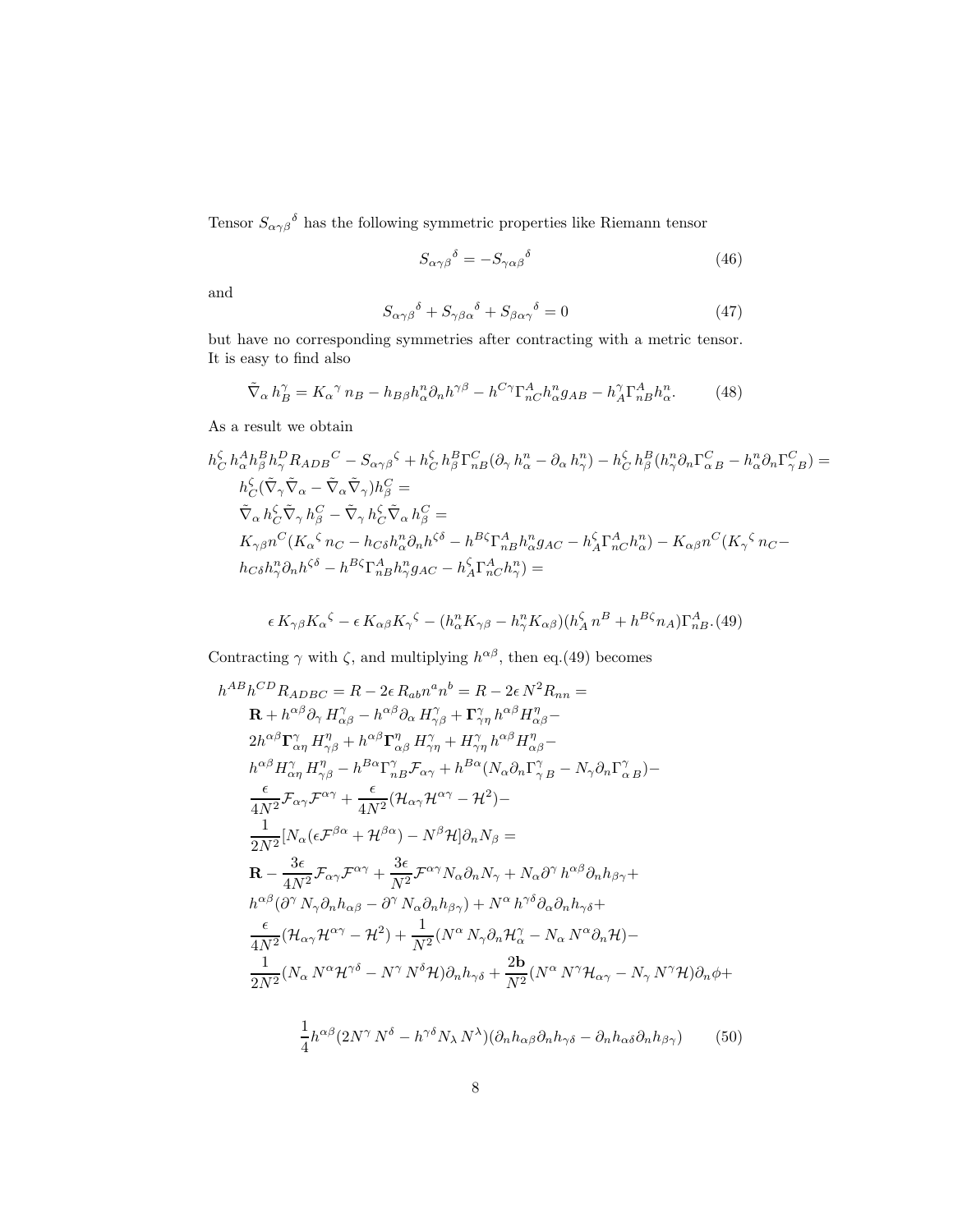Tensor $S_{\alpha\gamma\beta}{}^{\delta}$ has the following symmetric properties like Riemann tensor

$$
S_{\alpha\gamma\beta}{}^{\delta} = -S_{\gamma\alpha\beta}{}^{\delta} \tag{46}
$$

and

$$
S_{\alpha\gamma\beta}{}^{\delta} + S_{\gamma\beta\alpha}{}^{\delta} + S_{\beta\alpha\gamma}{}^{\delta} = 0 \tag{47}
$$

but have no corresponding symmetries after contracting with a metric tensor. It is easy to find also

$$
\tilde{\nabla}_{\alpha}\, h_B^{\gamma} = K_{\alpha}{}^{\gamma}\, n_B - h_{B\beta} h_{\alpha}^n \partial_n h^{\gamma\beta} - h^{C\gamma}\Gamma^A_{nC} h^n_{\alpha} g_{AB} - h^{\gamma}_A \Gamma^A_{nB} h^n_{\alpha}. \tag{48}
$$

As a result we obtain

$$
\begin{aligned}
& h^{\zeta}_C\, h^A_{\alpha} h^B_{\beta} h^D_{\gamma} R_{ADB}{}^{C} - S_{\alpha\gamma\beta}{}^{\zeta} + h^{\zeta}_C\, h^B_{\beta}\Gamma^C_{nB}(\partial_{\gamma}\, h^n_{\alpha} - \partial_{\alpha}\, h^n_{\gamma}) - h^{\zeta}_C\, h^B_{\beta}(h^n_{\gamma}\partial_n \Gamma^C_{\alpha\, B} - h^n_{\alpha}\partial_n\Gamma^C_{\gamma\, B}) = \\
& \quad h^{\zeta}_C(\tilde{\nabla}_{\gamma}\tilde{\nabla}_{\alpha} - \tilde{\nabla}_{\alpha}\tilde{\nabla}_{\gamma}) h^C_{\beta} = \\
& \quad \tilde{\nabla}_{\alpha}\, h^{\zeta}_C \tilde{\nabla}_{\gamma}\, h^C_{\beta} - \tilde{\nabla}_{\gamma}\, h^{\zeta}_C \tilde{\nabla}_{\alpha}\, h^C_{\beta} = \\
& \quad K_{\gamma\beta} n^C (K_{\alpha}{}^{\zeta}\, n_C - h_{C\delta} h^n_{\alpha}\partial_n h^{\zeta\delta} - h^{B\zeta}\Gamma^A_{nB} h^n_{\alpha} g_{AC} - h^{\zeta}_A \Gamma^A_{nC} h^n_{\alpha}) - K_{\alpha\beta} n^C (K_{\gamma}{}^{\zeta}\, n_C - \\
& \quad h_{C\delta} h^n_{\gamma}\partial_n h^{\zeta\delta} - h^{B\zeta}\Gamma^A_{nB} h^n_{\gamma} g_{AC} - h^{\zeta}_A \Gamma^A_{nC} h^n_{\gamma}) = \\
& \quad \epsilon\, K_{\gamma\beta} K_{\alpha}{}^{\zeta} - \epsilon\, K_{\alpha\beta} K_{\gamma}{}^{\zeta} - (h^n_{\alpha} K_{\gamma\beta} - h^n_{\gamma} K_{\alpha\beta})(h^{\zeta}_A\, n^B + h^{B\zeta} n_A)\Gamma^A_{nB}.
\end{aligned} \tag{49}
$$

Contracting $\gamma$ with $\zeta$, and multiplying $h^{\alpha\beta}$, then eq.(49) becomes

$$
\begin{aligned}
& h^{AB} h^{CD} R_{ADBC} = R - 2\epsilon\, R_{ab} n^a n^b = R - 2\epsilon\, N^2 R_{nn} = \\
& \quad \mathbf{R} + h^{\alpha\beta}\partial_{\gamma}\, H^{\gamma}_{\alpha\beta} - h^{\alpha\beta}\partial_{\alpha}\, H^{\gamma}_{\gamma\beta} + \mathbf{\Gamma}^{\gamma}_{\gamma\eta}\, h^{\alpha\beta} H^{\eta}_{\alpha\beta} - \\
& \quad 2h^{\alpha\beta}\mathbf{\Gamma}^{\gamma}_{\alpha\eta}\, H^{\eta}_{\gamma\beta} + h^{\alpha\beta}\mathbf{\Gamma}^{\eta}_{\alpha\beta}\, H^{\gamma}_{\gamma\eta} + H^{\gamma}_{\gamma\eta}\, h^{\alpha\beta} H^{\eta}_{\alpha\beta} - \\
& \quad h^{\alpha\beta} H^{\gamma}_{\alpha\eta}\, H^{\eta}_{\gamma\beta} - h^{B\alpha}\Gamma^{\gamma}_{nB}\mathcal{F}_{\alpha\gamma} + h^{B\alpha}(N_{\alpha}\partial_n \Gamma^{\gamma}_{\gamma\, B} - N_{\gamma}\partial_n\Gamma^{\gamma}_{\alpha\, B}) - \\
& \quad \frac{\epsilon}{4N^2}\mathcal{F}_{\alpha\gamma}\mathcal{F}^{\alpha\gamma} + \frac{\epsilon}{4N^2}(\mathcal{H}_{\alpha\gamma}\mathcal{H}^{\alpha\gamma} - \mathcal{H}^2) - \\
& \quad \frac{1}{2N^2}[N_{\alpha}(\epsilon\mathcal{F}^{\beta\alpha} + \mathcal{H}^{\beta\alpha}) - N^{\beta}\mathcal{H}]\partial_n N_{\beta} = \\
& \quad \mathbf{R} - \frac{3\epsilon}{4N^2}\mathcal{F}_{\alpha\gamma}\mathcal{F}^{\alpha\gamma} + \frac{3\epsilon}{N^2}\mathcal{F}^{\alpha\gamma} N_{\alpha}\partial_n N_{\gamma} + N_{\alpha}\partial^{\gamma}\, h^{\alpha\beta}\partial_n h_{\beta\gamma} + \\
& \quad h^{\alpha\beta}(\partial^{\gamma}\, N_{\gamma}\partial_n h_{\alpha\beta} - \partial^{\gamma}\, N_{\alpha}\partial_n h_{\beta\gamma}) + N^{\alpha}\, h^{\gamma\delta}\partial_{\alpha}\partial_n h_{\gamma\delta} + \\
& \quad \frac{\epsilon}{4N^2}(\mathcal{H}_{\alpha\gamma}\mathcal{H}^{\alpha\gamma} - \mathcal{H}^2) + \frac{1}{N^2}(N^{\alpha}\, N_{\gamma}\partial_n \mathcal{H}^{\gamma}_{\alpha} - N_{\alpha}\, N^{\alpha}\partial_n\mathcal{H}) - \\
& \quad \frac{1}{2N^2}(N_{\alpha}\, N^{\alpha}\mathcal{H}^{\gamma\delta} - N^{\gamma}\, N^{\delta}\mathcal{H})\partial_n h_{\gamma\delta} + \frac{2\mathbf{b}}{N^2}(N^{\alpha}\, N^{\gamma}\mathcal{H}_{\alpha\gamma} - N_{\gamma}\, N^{\gamma}\mathcal{H})\partial_n\phi + \\
& \quad \frac{1}{4} h^{\alpha\beta}(2N^{\gamma}\, N^{\delta} - h^{\gamma\delta} N_{\lambda}\, N^{\lambda})(\partial_n h_{\alpha\beta}\partial_n h_{\gamma\delta} - \partial_n h_{\alpha\delta}\partial_n h_{\beta\gamma})
\end{aligned} \tag{50}
$$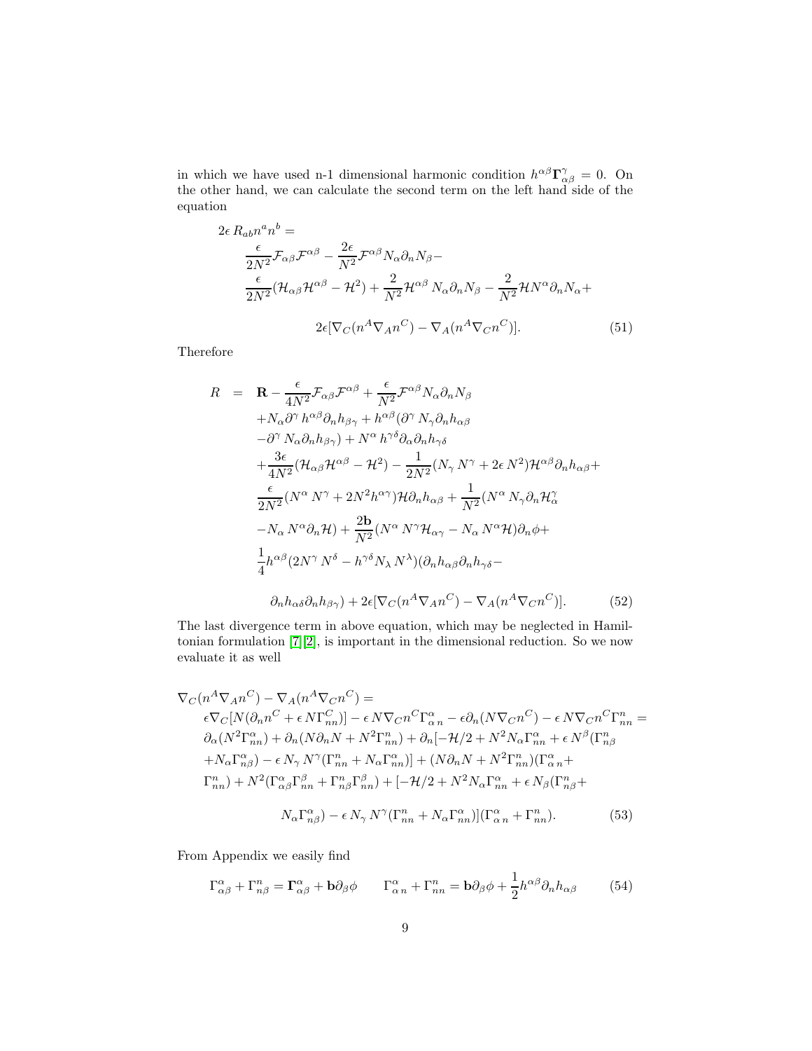in which we have used n-1 dimensional harmonic condition $h^{\alpha\beta}\mathbf{\Gamma}^{\gamma}_{\alpha\beta} = 0$. On the other hand, we can calculate the second term on the left hand side of the equation

$$
\begin{aligned}
2\epsilon\, R_{ab}n^a n^b = \\
&\frac{\epsilon}{2N^2}\mathcal{F}_{\alpha\beta}\mathcal{F}^{\alpha\beta} - \frac{2\epsilon}{N^2}\mathcal{F}^{\alpha\beta}N_\alpha\partial_n N_\beta - \\
&\frac{\epsilon}{2N^2}(\mathcal{H}_{\alpha\beta}\mathcal{H}^{\alpha\beta} - \mathcal{H}^2) + \frac{2}{N^2}\mathcal{H}^{\alpha\beta}\,N_\alpha\partial_n N_\beta - \frac{2}{N^2}\mathcal{H}N^\alpha\partial_n N_\alpha + \\
&\qquad 2\epsilon[\nabla_C(n^A\nabla_A n^C) - \nabla_A(n^A\nabla_C n^C)]. \qquad (51)
\end{aligned}
$$

Therefore

$$
\begin{aligned}
R &= \mathbf{R} - \frac{\epsilon}{4N^2}\mathcal{F}_{\alpha\beta}\mathcal{F}^{\alpha\beta} + \frac{\epsilon}{N^2}\mathcal{F}^{\alpha\beta}N_\alpha\partial_n N_\beta \\
&+ N_\alpha\partial^\gamma\,h^{\alpha\beta}\partial_n h_{\beta\gamma} + h^{\alpha\beta}(\partial^\gamma\,N_\gamma\partial_n h_{\alpha\beta} \\
&- \partial^\gamma\,N_\alpha\partial_n h_{\beta\gamma}) + N^\alpha\,h^{\gamma\delta}\partial_\alpha\partial_n h_{\gamma\delta} \\
&+ \frac{3\epsilon}{4N^2}(\mathcal{H}_{\alpha\beta}\mathcal{H}^{\alpha\beta} - \mathcal{H}^2) - \frac{1}{2N^2}(N_\gamma\,N^\gamma + 2\epsilon\,N^2)\mathcal{H}^{\alpha\beta}\partial_n h_{\alpha\beta} + \\
&\frac{\epsilon}{2N^2}(N^\alpha\,N^\gamma + 2N^2 h^{\alpha\gamma})\mathcal{H}\partial_n h_{\alpha\beta} + \frac{1}{N^2}(N^\alpha\,N_\gamma\partial_n\mathcal{H}^\gamma_\alpha \\
&- N_\alpha\,N^\alpha\partial_n\mathcal{H}) + \frac{2\mathbf{b}}{N^2}(N^\alpha\,N^\gamma\mathcal{H}_{\alpha\gamma} - N_\alpha\,N^\alpha\mathcal{H})\partial_n\phi + \\
&\frac{1}{4}h^{\alpha\beta}(2N^\gamma\,N^\delta - h^{\gamma\delta}N_\lambda\,N^\lambda)(\partial_n h_{\alpha\beta}\partial_n h_{\gamma\delta} - \\
&\qquad \partial_n h_{\alpha\delta}\partial_n h_{\beta\gamma}) + 2\epsilon[\nabla_C(n^A\nabla_A n^C) - \nabla_A(n^A\nabla_C n^C)]. \qquad (52)
\end{aligned}
$$

The last divergence term in above equation, which may be neglected in Hamiltonian formulation [7][2], is important in the dimensional reduction. So we now evaluate it as well

$$
\begin{aligned}
&\nabla_C(n^A\nabla_A n^C) - \nabla_A(n^A\nabla_C n^C) = \\
&\quad \epsilon\nabla_C[N(\partial_n n^C + \epsilon\,N\Gamma^C_{nn})] - \epsilon\,N\nabla_C n^C\Gamma^\alpha_{\alpha\,n} - \epsilon\partial_n(N\nabla_C n^C) - \epsilon\,N\nabla_C n^C\Gamma^n_{nn} = \\
&\quad \partial_\alpha(N^2\Gamma^\alpha_{nn}) + \partial_n(N\partial_n N + N^2\Gamma^n_{nn}) + \partial_n[-\mathcal{H}/2 + N^2 N_\alpha\Gamma^\alpha_{nn} + \epsilon\,N^\beta(\Gamma^n_{n\beta} \\
&\quad + N_\alpha\Gamma^\alpha_{n\beta}) - \epsilon\,N_\gamma\,N^\gamma(\Gamma^n_{nn} + N_\alpha\Gamma^\alpha_{nn})] + (N\partial_n N + N^2\Gamma^n_{nn})(\Gamma^\alpha_{\alpha\,n} + \\
&\quad \Gamma^n_{nn}) + N^2(\Gamma^\alpha_{\alpha\beta}\Gamma^\beta_{nn} + \Gamma^n_{n\beta}\Gamma^\beta_{nn}) + [-\mathcal{H}/2 + N^2 N_\alpha\Gamma^\alpha_{nn} + \epsilon\,N_\beta(\Gamma^n_{n\beta} + \\
&\qquad N_\alpha\Gamma^\alpha_{n\beta}) - \epsilon\,N_\gamma\,N^\gamma(\Gamma^n_{nn} + N_\alpha\Gamma^\alpha_{nn})](\Gamma^\alpha_{\alpha\,n} + \Gamma^n_{nn}). \qquad (53)
\end{aligned}
$$

From Appendix we easily find

$$
\Gamma^\alpha_{\alpha\beta} + \Gamma^n_{n\beta} = \mathbf{\Gamma}^\alpha_{\alpha\beta} + \mathbf{b}\partial_\beta\phi \qquad \Gamma^\alpha_{\alpha\,n} + \Gamma^n_{nn} = \mathbf{b}\partial_\beta\phi + \frac{1}{2}h^{\alpha\beta}\partial_n h_{\alpha\beta} \qquad (54)
$$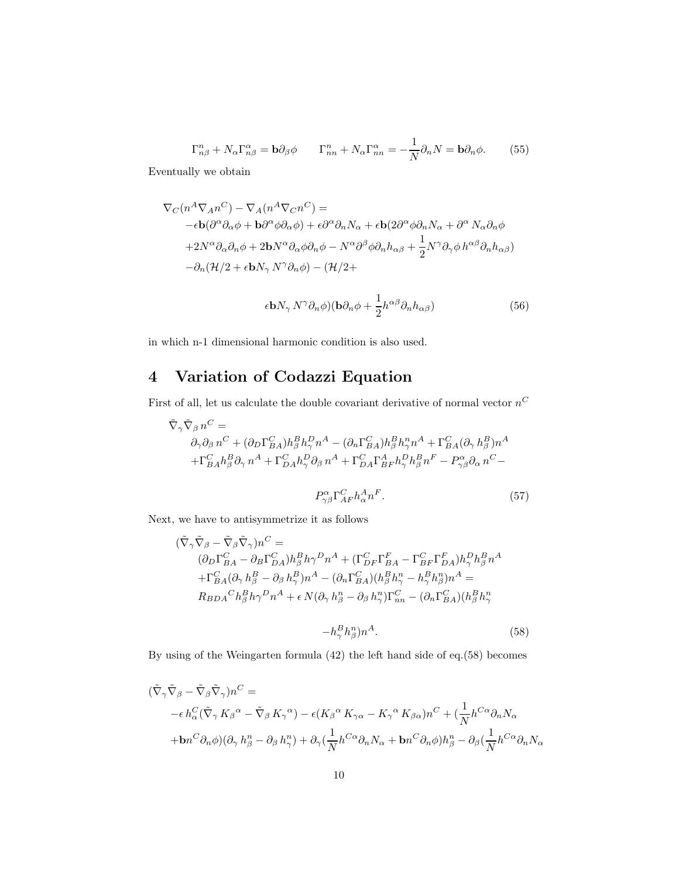$$\Gamma^n_{n\beta} + N_\alpha \Gamma^\alpha_{n\beta} = \mathbf{b}\partial_\beta \phi \qquad \Gamma^n_{nn} + N_\alpha \Gamma^\alpha_{nn} = -\frac{1}{N}\partial_n N = \mathbf{b}\partial_n \phi. \tag{55}$$

Eventually we obtain

$$\begin{aligned}
&\nabla_C(n^A \nabla_A n^C) - \nabla_A(n^A \nabla_C n^C) = \\
&\quad -\epsilon \mathbf{b}(\partial^\alpha \partial_\alpha \phi + \mathbf{b}\partial^\alpha \phi \partial_\alpha \phi) + \epsilon \partial^\alpha \partial_n N_\alpha + \epsilon \mathbf{b}(2\partial^\alpha \phi \partial_n N_\alpha + \partial^\alpha N_\alpha \partial_n \phi \\
&\quad + 2N^\alpha \partial_\alpha \partial_n \phi + 2\mathbf{b} N^\alpha \partial_\alpha \phi \partial_n \phi - N^\alpha \partial^\beta \phi \partial_n h_{\alpha\beta} + \frac{1}{2} N^\gamma \partial_\gamma \phi \, h^{\alpha\beta} \partial_n h_{\alpha\beta}) \\
&\quad - \partial_n(\mathcal{H}/2 + \epsilon \mathbf{b} N_\gamma N^\gamma \partial_n \phi) - (\mathcal{H}/2 + \\
&\qquad\qquad \epsilon \mathbf{b} N_\gamma N^\gamma \partial_n \phi)(\mathbf{b}\partial_n \phi + \frac{1}{2} h^{\alpha\beta} \partial_n h_{\alpha\beta})
\end{aligned} \tag{56}$$

in which n-1 dimensional harmonic condition is also used.

# 4 Variation of Codazzi Equation

First of all, let us calculate the double covariant derivative of normal vector $n^C$

$$\begin{aligned}
&\tilde{\nabla}_\gamma \tilde{\nabla}_\beta n^C = \\
&\quad \partial_\gamma \partial_\beta n^C + (\partial_D \Gamma^C_{BA}) h^B_\beta h^D_\gamma n^A - (\partial_n \Gamma^C_{BA}) h^B_\beta h^n_\gamma n^A + \Gamma^C_{BA}(\partial_\gamma h^B_\beta) n^A \\
&\quad + \Gamma^C_{BA} h^B_\beta \partial_\gamma n^A + \Gamma^C_{DA} h^D_\gamma \partial_\beta n^A + \Gamma^C_{DA} \Gamma^A_{BF} h^D_\gamma h^B_\beta n^F - P^\alpha_{\gamma\beta} \partial_\alpha n^C - \\
&\qquad\qquad P^\alpha_{\gamma\beta} \Gamma^C_{AF} h^A_\alpha n^F.
\end{aligned} \tag{57}$$

Next, we have to antisymmetrize it as follows

$$\begin{aligned}
&(\tilde{\nabla}_\gamma \tilde{\nabla}_\beta - \tilde{\nabla}_\beta \tilde{\nabla}_\gamma) n^C = \\
&\quad (\partial_D \Gamma^C_{BA} - \partial_B \Gamma^C_{DA}) h^B_\beta h\gamma^D n^A + (\Gamma^C_{DF} \Gamma^F_{BA} - \Gamma^C_{BF} \Gamma^F_{DA}) h^D_\gamma h^B_\beta n^A \\
&\quad + \Gamma^C_{BA}(\partial_\gamma h^B_\beta - \partial_\beta h^B_\gamma) n^A - (\partial_n \Gamma^C_{BA})(h^B_\beta h^n_\gamma - h^B_\gamma h^n_\beta) n^A = \\
&\quad R_{BDA}{}^C h^B_\beta h\gamma^D n^A + \epsilon N(\partial_\gamma h^n_\beta - \partial_\beta h^n_\gamma) \Gamma^C_{nn} - (\partial_n \Gamma^C_{BA})(h^B_\beta h^n_\gamma \\
&\qquad\qquad - h^B_\gamma h^n_\beta) n^A.
\end{aligned} \tag{58}$$

By using of the Weingarten formula (42) the left hand side of eq.(58) becomes

$$\begin{aligned}
&(\tilde{\nabla}_\gamma \tilde{\nabla}_\beta - \tilde{\nabla}_\beta \tilde{\nabla}_\gamma) n^C = \\
&\quad -\epsilon h^C_\alpha(\tilde{\nabla}_\gamma K_\beta{}^\alpha - \tilde{\nabla}_\beta K_\gamma{}^\alpha) - \epsilon(K_\beta{}^\alpha K_{\gamma\alpha} - K_\gamma{}^\alpha K_{\beta\alpha}) n^C + (\frac{1}{N} h^{C\alpha} \partial_n N_\alpha \\
&\quad + \mathbf{b} n^C \partial_n \phi)(\partial_\gamma h^n_\beta - \partial_\beta h^n_\gamma) + \partial_\gamma(\frac{1}{N} h^{C\alpha} \partial_n N_\alpha + \mathbf{b} n^C \partial_n \phi) h^n_\beta - \partial_\beta(\frac{1}{N} h^{C\alpha} \partial_n N_\alpha
\end{aligned}$$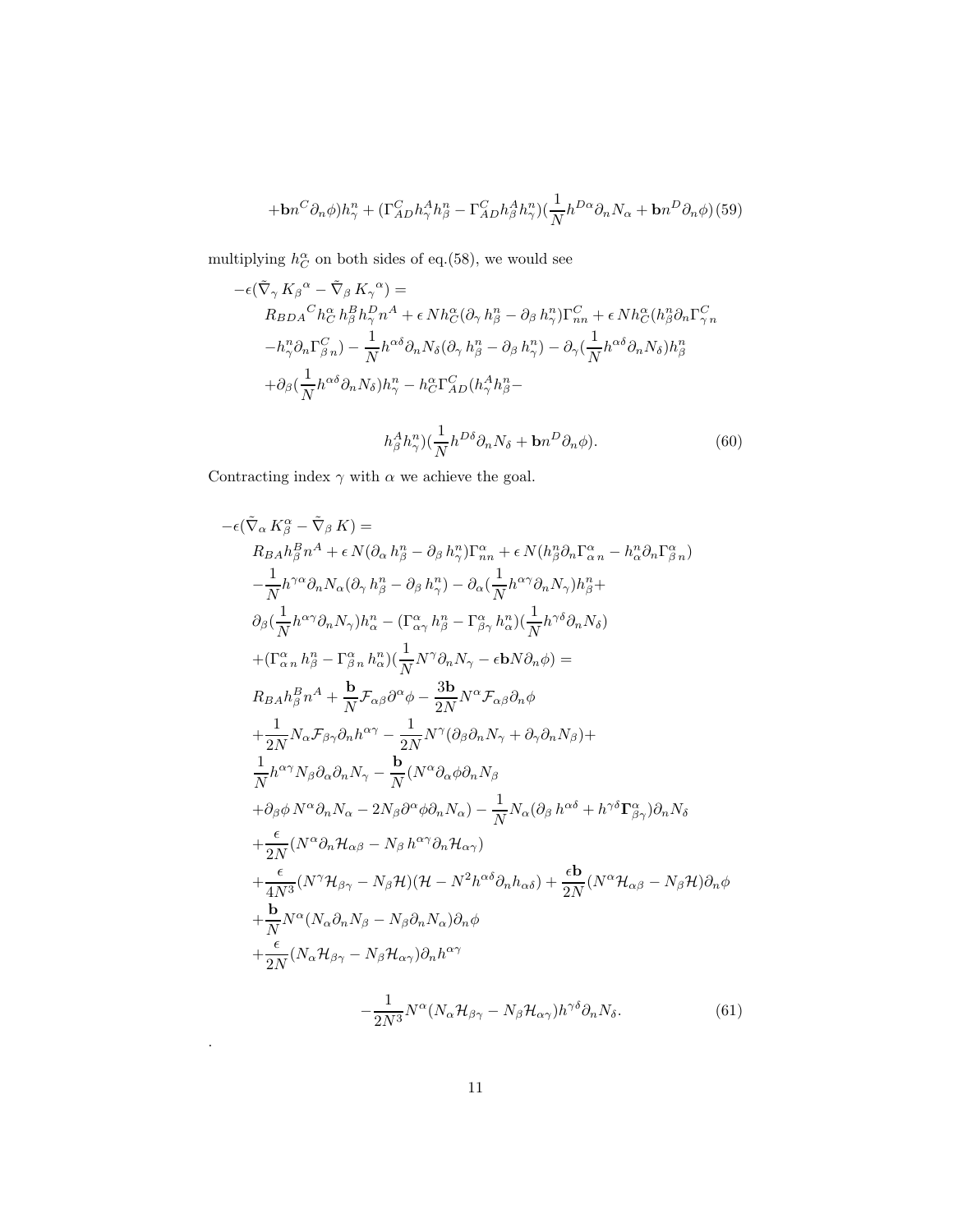$$
+\mathbf{b}n^C\partial_n\phi)h^n_\gamma + (\Gamma^C_{AD}h^A_\gamma h^n_\beta - \Gamma^C_{AD}h^A_\beta h^n_\gamma)(\frac{1}{N}h^{D\alpha}\partial_n N_\alpha + \mathbf{b}n^D\partial_n\phi) \quad (59)
$$

multiplying $h^\alpha_C$ on both sides of eq.(58), we would see

$$
\begin{aligned}
-\epsilon(\tilde{\nabla}_\gamma\, K_\beta{}^\alpha - \tilde{\nabla}_\beta\, K_\gamma{}^\alpha) = \\
& R_{BDA}{}^C h^\alpha_C\, h^B_\beta h^D_\gamma n^A + \epsilon\, N h^\alpha_C(\partial_\gamma\, h^n_\beta - \partial_\beta\, h^n_\gamma)\Gamma^C_{nn} + \epsilon\, N h^\alpha_C(h^n_\beta\partial_n\Gamma^C_{\gamma\, n} \\
& -h^n_\gamma\partial_n\Gamma^C_{\beta\, n}) - \frac{1}{N}h^{\alpha\delta}\partial_n N_\delta(\partial_\gamma\, h^n_\beta - \partial_\beta\, h^n_\gamma) - \partial_\gamma(\frac{1}{N}h^{\alpha\delta}\partial_n N_\delta)h^n_\beta \\
& +\partial_\beta(\frac{1}{N}h^{\alpha\delta}\partial_n N_\delta)h^n_\gamma - h^\alpha_C\Gamma^C_{AD}(h^A_\gamma h^n_\beta - \\
& h^A_\beta h^n_\gamma)(\frac{1}{N}h^{D\delta}\partial_n N_\delta + \mathbf{b}n^D\partial_n\phi). \quad (60)
\end{aligned}
$$

Contracting index $\gamma$ with $\alpha$ we achieve the goal.

$$
\begin{aligned}
-\epsilon(\tilde{\nabla}_\alpha\, K^\alpha_\beta - \tilde{\nabla}_\beta\, K) = \\
& R_{BA}h^B_\beta n^A + \epsilon\, N(\partial_\alpha\, h^n_\beta - \partial_\beta\, h^n_\gamma)\Gamma^\alpha_{nn} + \epsilon\, N(h^n_\beta\partial_n\Gamma^\alpha_{\alpha\, n} - h^n_\alpha\partial_n\Gamma^\alpha_{\beta\, n}) \\
& -\frac{1}{N}h^{\gamma\alpha}\partial_n N_\alpha(\partial_\gamma\, h^n_\beta - \partial_\beta\, h^n_\gamma) - \partial_\alpha(\frac{1}{N}h^{\alpha\gamma}\partial_n N_\gamma)h^n_\beta + \\
& \partial_\beta(\frac{1}{N}h^{\alpha\gamma}\partial_n N_\gamma)h^n_\alpha - (\Gamma^\alpha_{\alpha\gamma}\, h^n_\beta - \Gamma^\alpha_{\beta\gamma}\, h^n_\alpha)(\frac{1}{N}h^{\gamma\delta}\partial_n N_\delta) \\
& +(\Gamma^\alpha_{\alpha\, n}\, h^n_\beta - \Gamma^\alpha_{\beta\, n}\, h^n_\alpha)(\frac{1}{N}N^\gamma\partial_n N_\gamma - \epsilon\mathbf{b}N\partial_n\phi) = \\
& R_{BA}h^B_\beta n^A + \frac{\mathbf{b}}{N}\mathcal{F}_{\alpha\beta}\partial^\alpha\phi - \frac{3\mathbf{b}}{2N}N^\alpha\mathcal{F}_{\alpha\beta}\partial_n\phi \\
& +\frac{1}{2N}N_\alpha\mathcal{F}_{\beta\gamma}\partial_n h^{\alpha\gamma} - \frac{1}{2N}N^\gamma(\partial_\beta\partial_n N_\gamma + \partial_\gamma\partial_n N_\beta) + \\
& \frac{1}{N}h^{\alpha\gamma}N_\beta\partial_\alpha\partial_n N_\gamma - \frac{\mathbf{b}}{N}(N^\alpha\partial_\alpha\phi\partial_n N_\beta \\
& +\partial_\beta\phi\, N^\alpha\partial_n N_\alpha - 2N_\beta\partial^\alpha\phi\partial_n N_\alpha) - \frac{1}{N}N_\alpha(\partial_\beta\, h^{\alpha\delta} + h^{\gamma\delta}\mathbf{\Gamma}^\alpha_{\beta\gamma})\partial_n N_\delta \\
& +\frac{\epsilon}{2N}(N^\alpha\partial_n\mathcal{H}_{\alpha\beta} - N_\beta\, h^{\alpha\gamma}\partial_n\mathcal{H}_{\alpha\gamma}) \\
& +\frac{\epsilon}{4N^3}(N^\gamma\mathcal{H}_{\beta\gamma} - N_\beta\mathcal{H})(\mathcal{H} - N^2 h^{\alpha\delta}\partial_n h_{\alpha\delta}) + \frac{\epsilon\mathbf{b}}{2N}(N^\alpha\mathcal{H}_{\alpha\beta} - N_\beta\mathcal{H})\partial_n\phi \\
& +\frac{\mathbf{b}}{N}N^\alpha(N_\alpha\partial_n N_\beta - N_\beta\partial_n N_\alpha)\partial_n\phi \\
& +\frac{\epsilon}{2N}(N_\alpha\mathcal{H}_{\beta\gamma} - N_\beta\mathcal{H}_{\alpha\gamma})\partial_n h^{\alpha\gamma} \\
& -\frac{1}{2N^3}N^\alpha(N_\alpha\mathcal{H}_{\beta\gamma} - N_\beta\mathcal{H}_{\alpha\gamma})h^{\gamma\delta}\partial_n N_\delta. \quad (61)
\end{aligned}
$$

.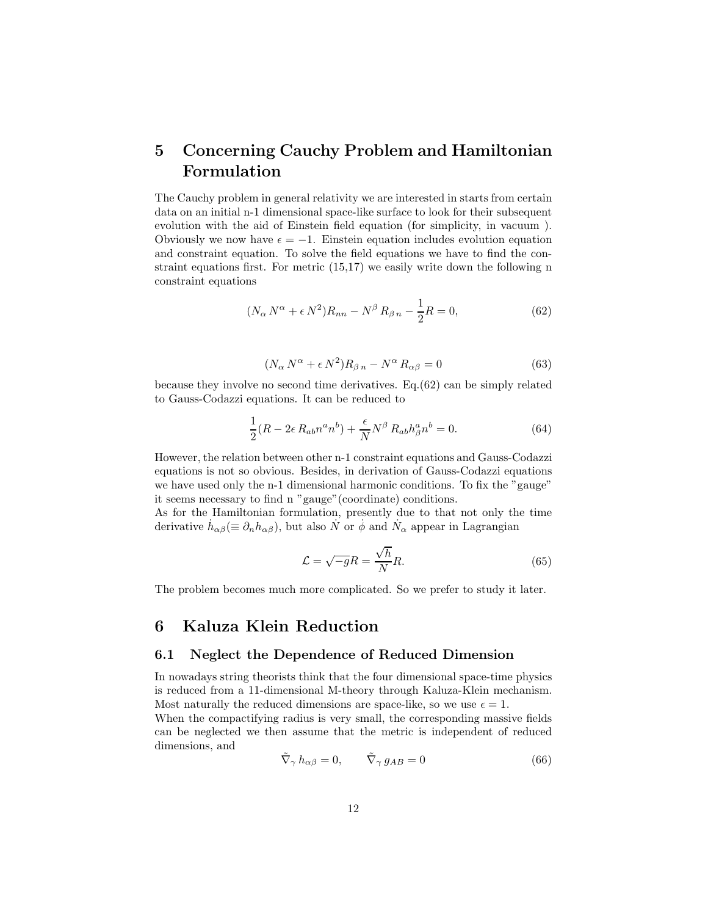## 5 Concerning Cauchy Problem and Hamiltonian Formulation

The Cauchy problem in general relativity we are interested in starts from certain data on an initial n-1 dimensional space-like surface to look for their subsequent evolution with the aid of Einstein field equation (for simplicity, in vacuum ). Obviously we now have $\epsilon = -1$. Einstein equation includes evolution equation and constraint equation. To solve the field equations we have to find the constraint equations first. For metric (15,17) we easily write down the following n constraint equations

$$(N_\alpha\, N^\alpha + \epsilon\, N^2) R_{nn} - N^\beta\, R_{\beta\, n} - \frac{1}{2} R = 0, \tag{62}$$

$$(N_\alpha\, N^\alpha + \epsilon\, N^2) R_{\beta\, n} - N^\alpha\, R_{\alpha\beta} = 0 \tag{63}$$

because they involve no second time derivatives. Eq.(62) can be simply related to Gauss-Codazzi equations. It can be reduced to

$$\frac{1}{2}(R - 2\epsilon\, R_{ab} n^a n^b) + \frac{\epsilon}{N} N^\beta\, R_{ab} h^a_\beta n^b = 0. \tag{64}$$

However, the relation between other n-1 constraint equations and Gauss-Codazzi equations is not so obvious. Besides, in derivation of Gauss-Codazzi equations we have used only the n-1 dimensional harmonic conditions. To fix the "gauge" it seems necessary to find n "gauge"(coordinate) conditions.
As for the Hamiltonian formulation, presently due to that not only the time derivative $\dot{h}_{\alpha\beta} (\equiv \partial_n h_{\alpha\beta})$, but also $\dot{N}$ or $\dot{\phi}$ and $\dot{N}_\alpha$ appear in Lagrangian

$$\mathcal{L} = \sqrt{-g} R = \frac{\sqrt{h}}{N} R. \tag{65}$$

The problem becomes much more complicated. So we prefer to study it later.

## 6 Kaluza Klein Reduction

### 6.1 Neglect the Dependence of Reduced Dimension

In nowadays string theorists think that the four dimensional space-time physics is reduced from a 11-dimensional M-theory through Kaluza-Klein mechanism. Most naturally the reduced dimensions are space-like, so we use $\epsilon = 1$.
When the compactifying radius is very small, the corresponding massive fields can be neglected we then assume that the metric is independent of reduced dimensions, and

$$\tilde{\nabla}_\gamma\, h_{\alpha\beta} = 0, \qquad \tilde{\nabla}_\gamma\, g_{AB} = 0 \tag{66}$$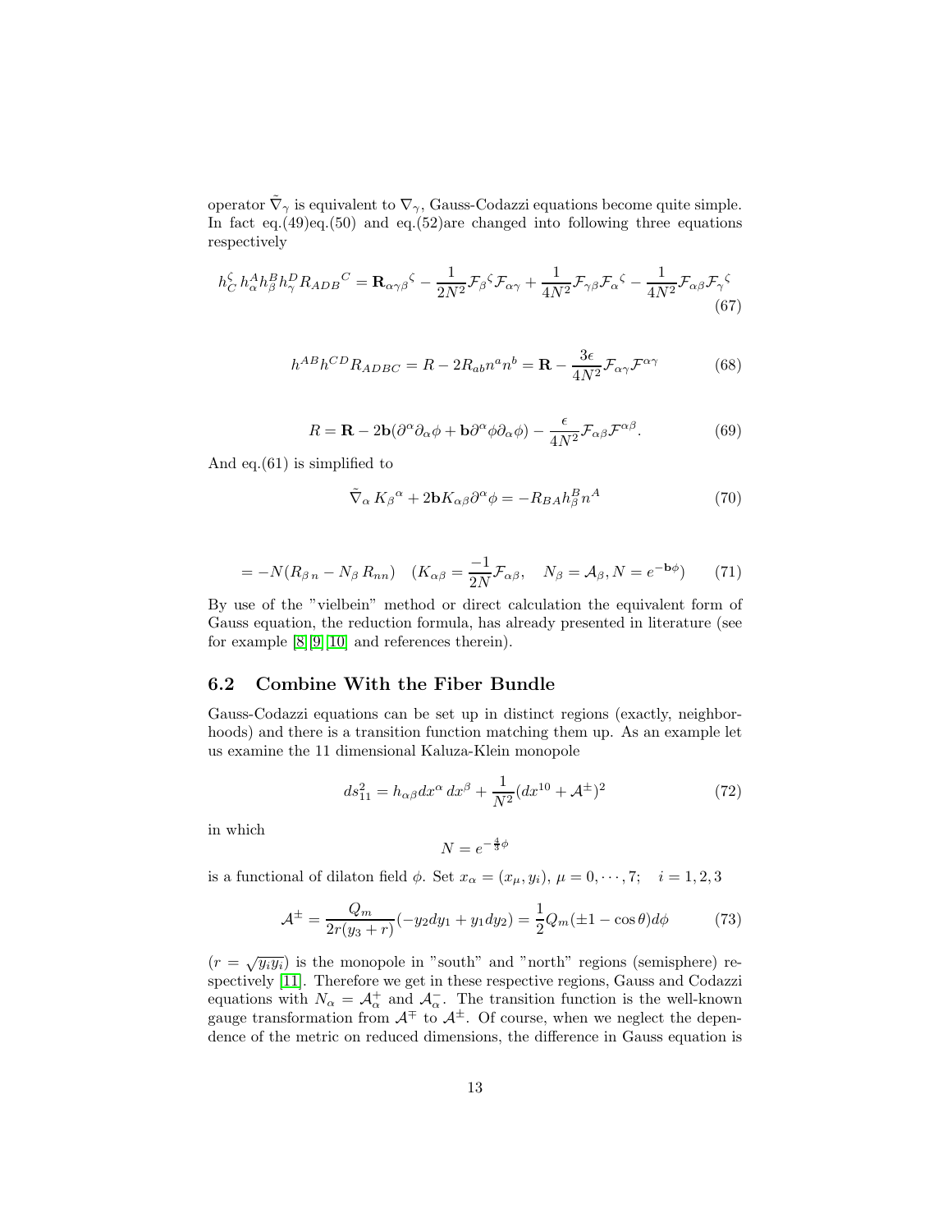operator $\tilde{\nabla}_\gamma$ is equivalent to $\nabla_\gamma$, Gauss-Codazzi equations become quite simple. In fact eq.(49)eq.(50) and eq.(52)are changed into following three equations respectively

$$h^\zeta_C\, h^A_\alpha h^B_\beta h^D_\gamma R_{ADB}{}^C = \mathbf{R}_{\alpha\gamma\beta}{}^\zeta - \frac{1}{2N^2}\mathcal{F}_\beta{}^\zeta \mathcal{F}_{\alpha\gamma} + \frac{1}{4N^2}\mathcal{F}_{\gamma\beta}\mathcal{F}_\alpha{}^\zeta - \frac{1}{4N^2}\mathcal{F}_{\alpha\beta}\mathcal{F}_\gamma{}^\zeta \tag{67}$$

$$h^{AB}h^{CD}R_{ADBC} = R - 2R_{ab}n^a n^b = \mathbf{R} - \frac{3\epsilon}{4N^2}\mathcal{F}_{\alpha\gamma}\mathcal{F}^{\alpha\gamma} \tag{68}$$

$$R = \mathbf{R} - 2\mathbf{b}(\partial^\alpha\partial_\alpha\phi + \mathbf{b}\partial^\alpha\phi\partial_\alpha\phi) - \frac{\epsilon}{4N^2}\mathcal{F}_{\alpha\beta}\mathcal{F}^{\alpha\beta}. \tag{69}$$

And eq.(61) is simplified to

$$\tilde{\nabla}_\alpha\, K_\beta{}^\alpha + 2\mathbf{b}K_{\alpha\beta}\partial^\alpha\phi = -R_{BA}h^B_\beta n^A \tag{70}$$

$$= -N(R_{\beta\, n} - N_\beta\, R_{nn}) \quad (K_{\alpha\beta} = \frac{-1}{2N}\mathcal{F}_{\alpha\beta}, \quad N_\beta = \mathcal{A}_\beta, N = e^{-\mathbf{b}\phi}) \tag{71}$$

By use of the "vielbein" method or direct calculation the equivalent form of Gauss equation, the reduction formula, has already presented in literature (see for example [8][9][10] and references therein).

## 6.2 Combine With the Fiber Bundle

Gauss-Codazzi equations can be set up in distinct regions (exactly, neighborhoods) and there is a transition function matching them up. As an example let us examine the 11 dimensional Kaluza-Klein monopole

$$ds^2_{11} = h_{\alpha\beta}dx^\alpha\, dx^\beta + \frac{1}{N^2}(dx^{10} + \mathcal{A}^\pm)^2 \tag{72}$$

in which

$$N = e^{-\frac{4}{3}\phi}$$

is a functional of dilaton field $\phi$. Set $x_\alpha = (x_\mu, y_i)$, $\mu = 0, \cdots, 7; \quad i = 1, 2, 3$

$$\mathcal{A}^\pm = \frac{Q_m}{2r(y_3 + r)}(-y_2 dy_1 + y_1 dy_2) = \frac{1}{2}Q_m(\pm 1 - \cos\theta)d\phi \tag{73}$$

($r = \sqrt{y_i y_i}$) is the monopole in "south" and "north" regions (semisphere) respectively [11]. Therefore we get in these respective regions, Gauss and Codazzi equations with $N_\alpha = \mathcal{A}^+_\alpha$ and $\mathcal{A}^-_\alpha$. The transition function is the well-known gauge transformation from $\mathcal{A}^\mp$ to $\mathcal{A}^\pm$. Of course, when we neglect the dependence of the metric on reduced dimensions, the difference in Gauss equation is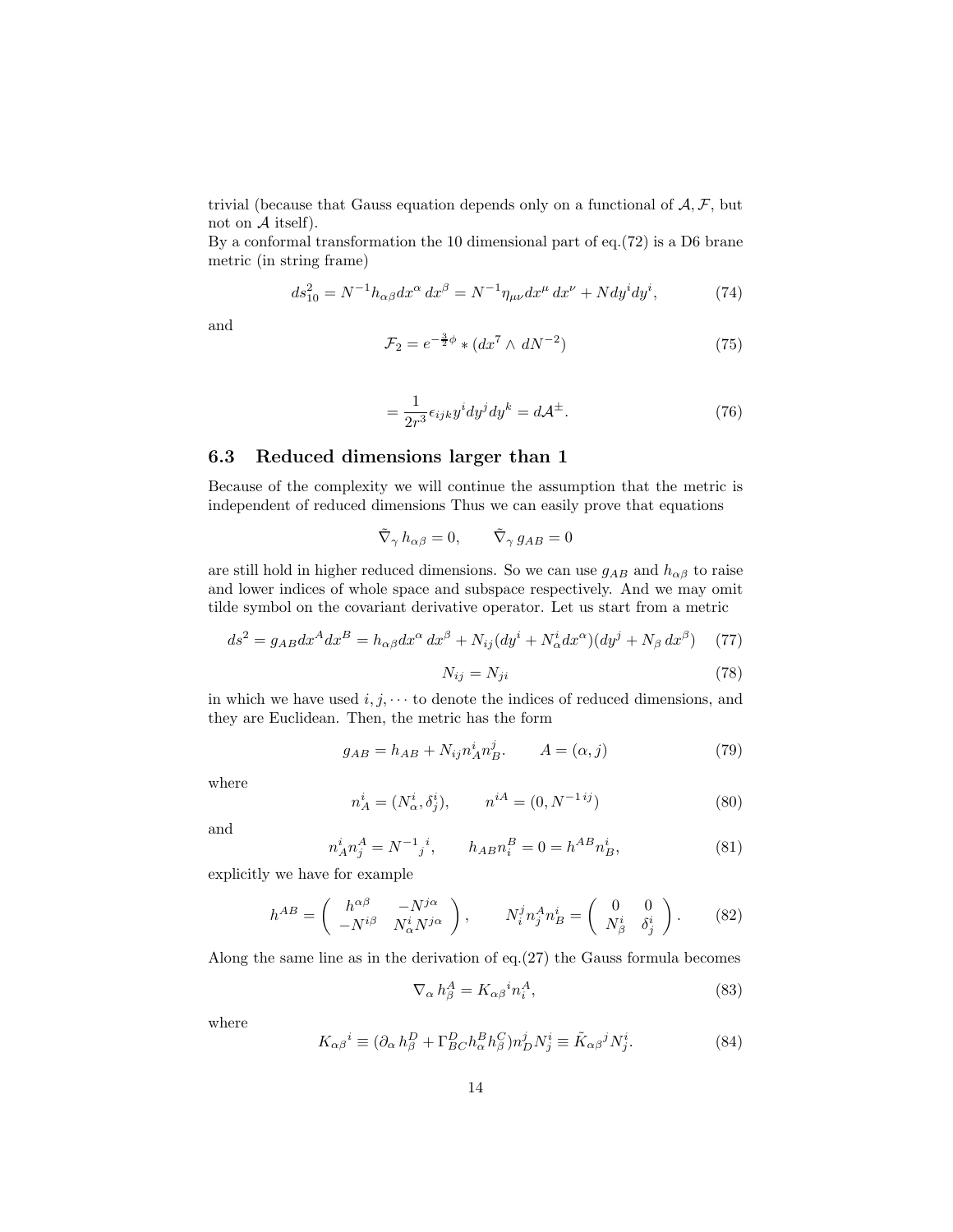trivial (because that Gauss equation depends only on a functional of $\mathcal{A}, \mathcal{F}$, but not on $\mathcal{A}$ itself).
By a conformal transformation the 10 dimensional part of eq.(72) is a D6 brane metric (in string frame)

$$ds_{10}^2 = N^{-1} h_{\alpha\beta} dx^\alpha \, dx^\beta = N^{-1} \eta_{\mu\nu} dx^\mu \, dx^\nu + N dy^i dy^i, \tag{74}$$

and

$$\mathcal{F}_2 = e^{-\frac{3}{2}\phi} * (dx^7 \wedge dN^{-2}) \tag{75}$$

$$= \frac{1}{2r^3} \epsilon_{ijk} y^i dy^j dy^k = d\mathcal{A}^{\pm}. \tag{76}$$

### 6.3 Reduced dimensions larger than 1

Because of the complexity we will continue the assumption that the metric is independent of reduced dimensions Thus we can easily prove that equations

$$\tilde{\nabla}_\gamma \, h_{\alpha\beta} = 0, \qquad \tilde{\nabla}_\gamma \, g_{AB} = 0$$

are still hold in higher reduced dimensions. So we can use $g_{AB}$ and $h_{\alpha\beta}$ to raise and lower indices of whole space and subspace respectively. And we may omit tilde symbol on the covariant derivative operator. Let us start from a metric

$$ds^2 = g_{AB} dx^A dx^B = h_{\alpha\beta} dx^\alpha \, dx^\beta + N_{ij}(dy^i + N^i_\alpha dx^\alpha)(dy^j + N_\beta \, dx^\beta) \tag{77}$$

$$N_{ij} = N_{ji} \tag{78}$$

in which we have used $i, j, \cdots$ to denote the indices of reduced dimensions, and they are Euclidean. Then, the metric has the form

$$g_{AB} = h_{AB} + N_{ij} n^i_A n^j_B. \qquad A = (\alpha, j) \tag{79}$$

where

$$n^i_A = (N^i_\alpha, \delta^i_j), \qquad n^{iA} = (0, N^{-1\,ij}) \tag{80}$$

and

$$n^i_A n^A_j = N^{-1}{}_j{}^i, \qquad h_{AB} n^B_i = 0 = h^{AB} n^i_B, \tag{81}$$

explicitly we have for example

$$h^{AB} = \begin{pmatrix} h^{\alpha\beta} & -N^{j\alpha} \\ -N^{i\beta} & N^i_\alpha N^{j\alpha} \end{pmatrix}, \qquad N^j_i n^A_j n^i_B = \begin{pmatrix} 0 & 0 \\ N^i_\beta & \delta^i_j \end{pmatrix}. \tag{82}$$

Along the same line as in the derivation of eq.(27) the Gauss formula becomes

$$\nabla_\alpha \, h^A_\beta = K_{\alpha\beta}{}^i n^A_i, \tag{83}$$

where

$$K_{\alpha\beta}{}^i \equiv (\partial_\alpha \, h^D_\beta + \Gamma^D_{BC} h^B_\alpha h^C_\beta) n^j_D N^i_j \equiv \tilde{K}_{\alpha\beta}{}^j N^i_j. \tag{84}$$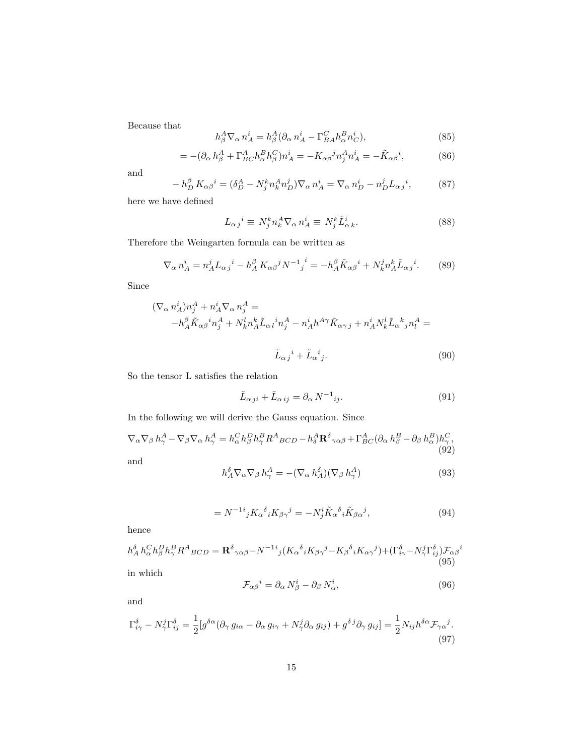Because that

$$h^A_\beta \nabla_\alpha n^i_A = h^A_\beta (\partial_\alpha n^i_A - \Gamma^C_{BA} h^B_\alpha n^i_C), \tag{85}$$

$$= -(\partial_\alpha h^A_\beta + \Gamma^A_{BC} h^B_\alpha h^C_\beta) n^i_A = -K_{\alpha\beta}{}^j n^A_j n^i_A = -\tilde{K}_{\alpha\beta}{}^i, \tag{86}$$

and

$$- h^\beta_D K_{\alpha\beta}{}^i = (\delta^A_D - N^k_j n^A_k n^j_D) \nabla_\alpha n^i_A = \nabla_\alpha n^i_D - n^j_D L_{\alpha j}{}^i, \tag{87}$$

here we have defined

$$L_{\alpha j}{}^i \equiv N^k_j n^A_k \nabla_\alpha n^i_A \equiv N^k_j \tilde{L}^i_{\alpha k}. \tag{88}$$

Therefore the Weingarten formula can be written as

$$\nabla_\alpha n^i_A = n^j_A L_{\alpha j}{}^i - h^\beta_A K_{\alpha\beta}{}^j N^{-1}{}_j{}^i = -h^\beta_A \tilde{K}_{\alpha\beta}{}^i + N^j_k n^k_A \tilde{L}_{\alpha j}{}^i. \tag{89}$$

Since

$$(\nabla_\alpha n^i_A) n^A_j + n^i_A \nabla_\alpha n^A_j = \\ -h^\beta_A \tilde{K}_{\alpha\beta}{}^i n^A_j + N^l_k n^k_A \tilde{L}_{\alpha l}{}^i n^A_j - n^i_A h^{A\gamma} \tilde{K}_{\alpha\gamma j} + n^i_A N^l_k \tilde{L}_\alpha{}^k{}_j n^A_l = \\ \tilde{L}_{\alpha j}{}^i + \tilde{L}_\alpha{}^i{}_j. \tag{90}$$

So the tensor L satisfies the relation

$$\tilde{L}_{\alpha ji} + \tilde{L}_{\alpha ij} = \partial_\alpha N^{-1}{}_{ij}. \tag{91}$$

In the following we will derive the Gauss equation. Since

$$\nabla_\alpha \nabla_\beta h^A_\gamma - \nabla_\beta \nabla_\alpha h^A_\gamma = h^C_\alpha h^D_\beta h^B_\gamma R^A{}_{BCD} - h^A_\delta \mathbf{R}^\delta{}_{\gamma\alpha\beta} + \Gamma^A_{BC}(\partial_\alpha h^B_\beta - \partial_\beta h^B_\alpha) h^C_\gamma, \tag{92}$$

and

$$h^\delta_A \nabla_\alpha \nabla_\beta h^A_\gamma = -(\nabla_\alpha h^\delta_A)(\nabla_\beta h^A_\gamma) \tag{93}$$

$$= N^{-1i}{}_j K_\alpha{}^\delta{}_i K_{\beta\gamma}{}^j = -N^i_j \tilde{K}_\alpha{}^\delta{}_i \tilde{K}_{\beta\alpha}{}^j, \tag{94}$$

hence

$$h^\delta_A h^C_\alpha h^D_\beta h^B_\gamma R^A{}_{BCD} = \mathbf{R}^\delta{}_{\gamma\alpha\beta} - N^{-1i}{}_j (K_\alpha{}^\delta{}_i K_{\beta\gamma}{}^j - K_\beta{}^\delta{}_i K_{\alpha\gamma}{}^j) + (\Gamma^\delta_{i\gamma} - N^j_\gamma \Gamma^\delta_{ij}) \mathcal{F}_{\alpha\beta}{}^i \tag{95}$$

in which

$$\mathcal{F}_{\alpha\beta}{}^i = \partial_\alpha N^i_\beta - \partial_\beta N^i_\alpha, \tag{96}$$

and

$$\Gamma^\delta_{i\gamma} - N^j_\gamma \Gamma^\delta_{ij} = \frac{1}{2}[g^{\delta\alpha}(\partial_\gamma g_{i\alpha} - \partial_\alpha g_{i\gamma} + N^j_\gamma \partial_\alpha g_{ij}) + g^{\delta j} \partial_\gamma g_{ij}] = \frac{1}{2} N_{ij} h^{\delta\alpha} \mathcal{F}_{\gamma\alpha}{}^j. \tag{97}$$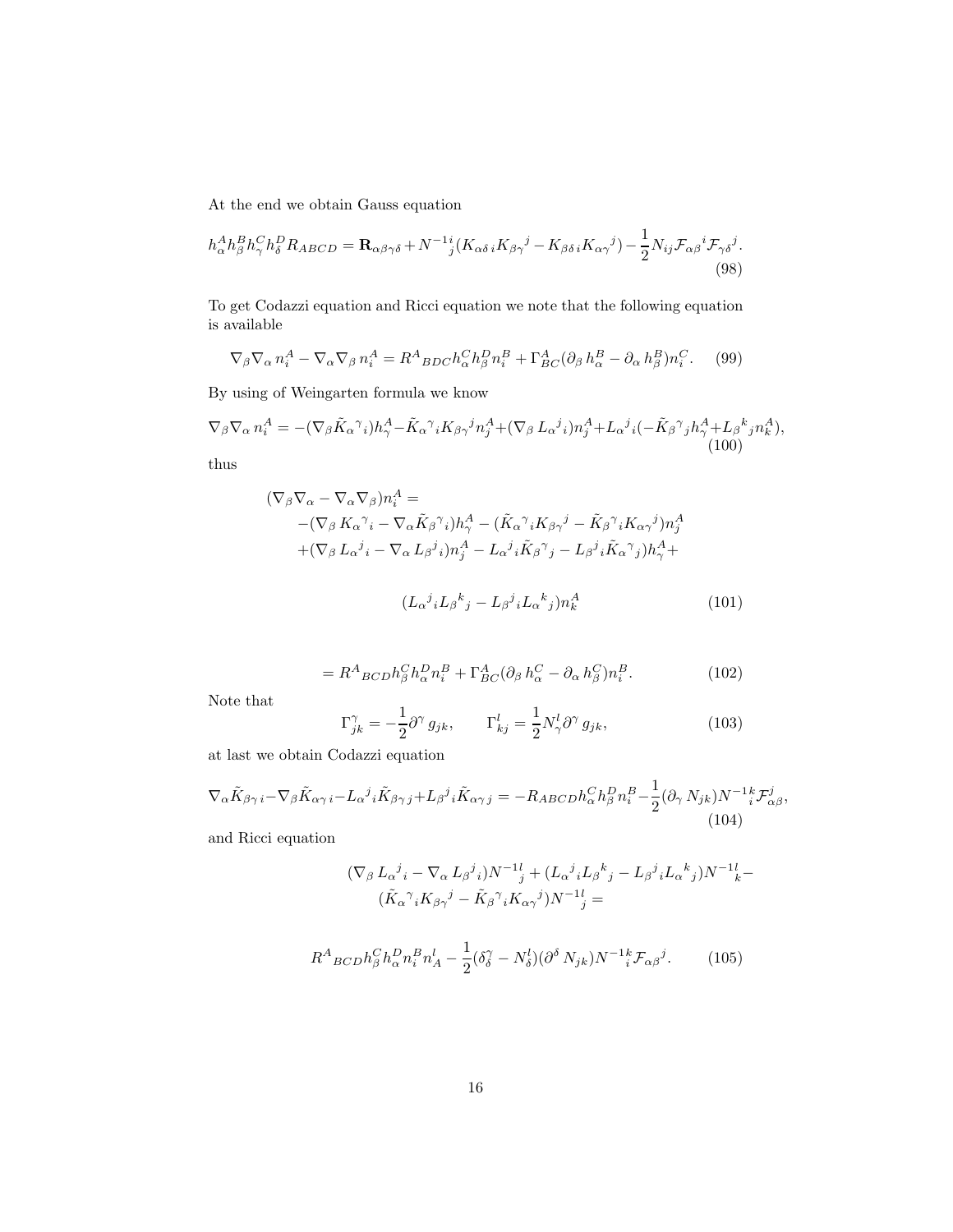At the end we obtain Gauss equation

$$h^A_\alpha h^B_\beta h^C_\gamma h^D_\delta R_{ABCD} = \mathbf{R}_{\alpha\beta\gamma\delta} + N^{-1}{}^i_j (K_{\alpha\delta\,i} K_{\beta\gamma}{}^j - K_{\beta\delta\,i} K_{\alpha\gamma}{}^j) - \frac{1}{2} N_{ij} \mathcal{F}_{\alpha\beta}{}^i \mathcal{F}_{\gamma\delta}{}^j. \tag{98}$$

To get Codazzi equation and Ricci equation we note that the following equation is available

$$\nabla_\beta \nabla_\alpha n^A_i - \nabla_\alpha \nabla_\beta n^A_i = R^A{}_{BDC} h^C_\alpha h^D_\beta n^B_i + \Gamma^A_{BC} (\partial_\beta h^B_\alpha - \partial_\alpha h^B_\beta) n^C_i. \tag{99}$$

By using of Weingarten formula we know

$$\nabla_\beta \nabla_\alpha n^A_i = -(\nabla_\beta \tilde{K}_\alpha{}^\gamma{}_i) h^A_\gamma - \tilde{K}_\alpha{}^\gamma{}_i K_{\beta\gamma}{}^j n^A_j + (\nabla_\beta L_\alpha{}^j{}_i) n^A_j + L_\alpha{}^j{}_i (-\tilde{K}_\beta{}^\gamma{}_j h^A_\gamma + L_\beta{}^k{}_j n^A_k), \tag{100}$$

thus

$$\begin{aligned}
(\nabla_\beta \nabla_\alpha - \nabla_\alpha \nabla_\beta) n^A_i = \\
&-(\nabla_\beta K_\alpha{}^\gamma{}_i - \nabla_\alpha \tilde{K}_\beta{}^\gamma{}_i) h^A_\gamma - (\tilde{K}_\alpha{}^\gamma{}_i K_{\beta\gamma}{}^j - \tilde{K}_\beta{}^\gamma{}_i K_{\alpha\gamma}{}^j) n^A_j \\
&+(\nabla_\beta L_\alpha{}^j{}_i - \nabla_\alpha L_\beta{}^j{}_i) n^A_j - L_\alpha{}^j{}_i \tilde{K}_\beta{}^\gamma{}_j - L_\beta{}^j{}_i \tilde{K}_\alpha{}^\gamma{}_j) h^A_\gamma +
\end{aligned}$$

$$(L_\alpha{}^j{}_i L_\beta{}^k{}_j - L_\beta{}^j{}_i L_\alpha{}^k{}_j) n^A_k \tag{101}$$

$$= R^A{}_{BCD} h^C_\beta h^D_\alpha n^B_i + \Gamma^A_{BC} (\partial_\beta h^C_\alpha - \partial_\alpha h^C_\beta) n^B_i. \tag{102}$$

Note that

$$\Gamma^\gamma_{jk} = -\frac{1}{2} \partial^\gamma g_{jk}, \qquad \Gamma^l_{kj} = \frac{1}{2} N^l_\gamma \partial^\gamma g_{jk}, \tag{103}$$

at last we obtain Codazzi equation

$$\nabla_\alpha \tilde{K}_{\beta\gamma\,i} - \nabla_\beta \tilde{K}_{\alpha\gamma\,i} - L_\alpha{}^j{}_i \tilde{K}_{\beta\gamma\,j} + L_\beta{}^j{}_i \tilde{K}_{\alpha\gamma\,j} = -R_{ABCD} h^C_\alpha h^D_\beta n^B_i - \frac{1}{2} (\partial_\gamma N_{jk}) N^{-1}{}^k_i \mathcal{F}^j_{\alpha\beta}, \tag{104}$$

and Ricci equation

$$\begin{aligned}
(\nabla_\beta L_\alpha{}^j{}_i - \nabla_\alpha L_\beta{}^j{}_i) N^{-1}{}^l_j + (L_\alpha{}^j{}_i L_\beta{}^k{}_j - L_\beta{}^j{}_i L_\alpha{}^k{}_j) N^{-1}{}^l_k - \\
(\tilde{K}_\alpha{}^\gamma{}_i K_{\beta\gamma}{}^j - \tilde{K}_\beta{}^\gamma{}_i K_{\alpha\gamma}{}^j) N^{-1}{}^l_j =
\end{aligned}$$

$$R^A{}_{BCD} h^C_\beta h^D_\alpha n^B_i n^l_A - \frac{1}{2} (\delta^\gamma_\delta - N^l_\delta)(\partial^\delta N_{jk}) N^{-1}{}^k_i \mathcal{F}_{\alpha\beta}{}^j. \tag{105}$$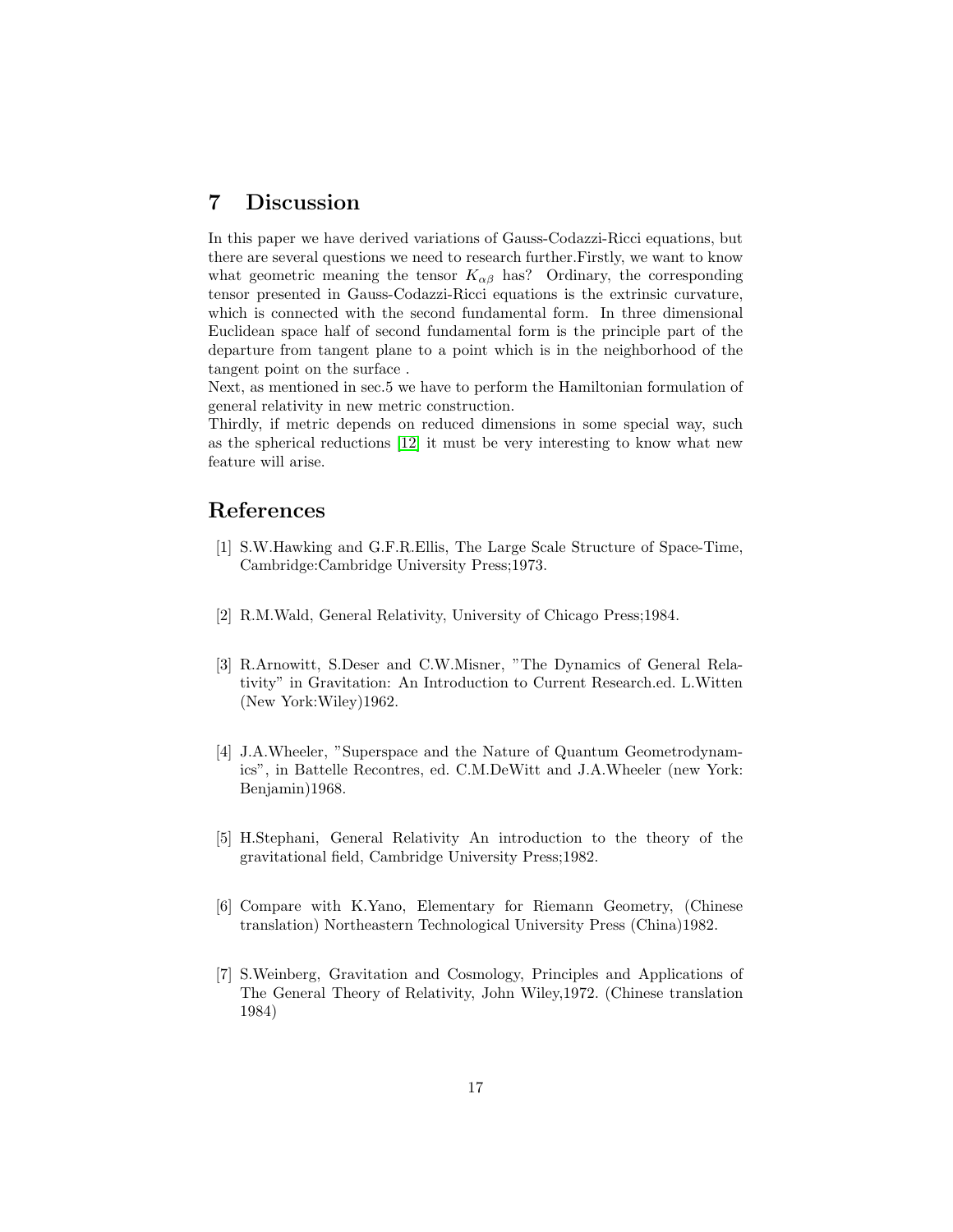## 7 Discussion

In this paper we have derived variations of Gauss-Codazzi-Ricci equations, but there are several questions we need to research further.Firstly, we want to know what geometric meaning the tensor $K_{\alpha\beta}$ has? Ordinary, the corresponding tensor presented in Gauss-Codazzi-Ricci equations is the extrinsic curvature, which is connected with the second fundamental form. In three dimensional Euclidean space half of second fundamental form is the principle part of the departure from tangent plane to a point which is in the neighborhood of the tangent point on the surface .
Next, as mentioned in sec.5 we have to perform the Hamiltonian formulation of general relativity in new metric construction.
Thirdly, if metric depends on reduced dimensions in some special way, such as the spherical reductions [12] it must be very interesting to know what new feature will arise.

## References

[1] S.W.Hawking and G.F.R.Ellis, The Large Scale Structure of Space-Time, Cambridge:Cambridge University Press;1973.

[2] R.M.Wald, General Relativity, University of Chicago Press;1984.

[3] R.Arnowitt, S.Deser and C.W.Misner, "The Dynamics of General Relativity" in Gravitation: An Introduction to Current Research.ed. L.Witten (New York:Wiley)1962.

[4] J.A.Wheeler, "Superspace and the Nature of Quantum Geometrodynamics", in Battelle Recontres, ed. C.M.DeWitt and J.A.Wheeler (new York: Benjamin)1968.

[5] H.Stephani, General Relativity An introduction to the theory of the gravitational field, Cambridge University Press;1982.

[6] Compare with K.Yano, Elementary for Riemann Geometry, (Chinese translation) Northeastern Technological University Press (China)1982.

[7] S.Weinberg, Gravitation and Cosmology, Principles and Applications of The General Theory of Relativity, John Wiley,1972. (Chinese translation 1984)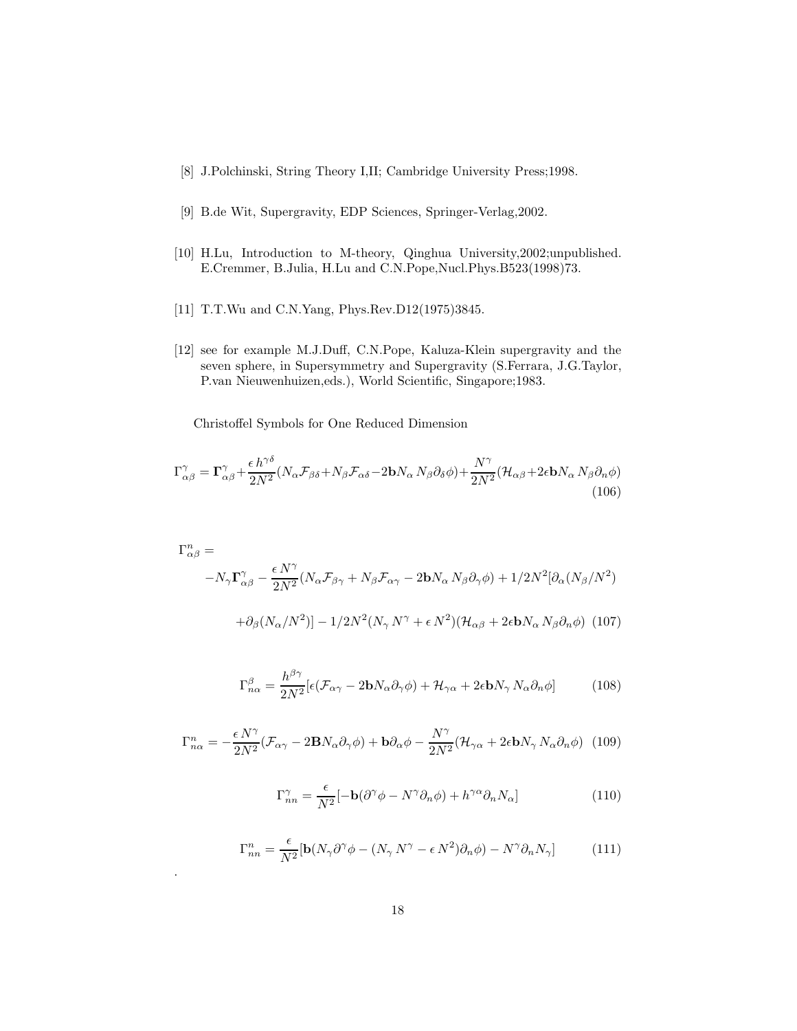[8] J.Polchinski, String Theory I,II; Cambridge University Press;1998.

[9] B.de Wit, Supergravity, EDP Sciences, Springer-Verlag,2002.

[10] H.Lu, Introduction to M-theory, Qinghua University,2002;unpublished. E.Cremmer, B.Julia, H.Lu and C.N.Pope,Nucl.Phys.B523(1998)73.

[11] T.T.Wu and C.N.Yang, Phys.Rev.D12(1975)3845.

[12] see for example M.J.Duff, C.N.Pope, Kaluza-Klein supergravity and the seven sphere, in Supersymmetry and Supergravity (S.Ferrara, J.G.Taylor, P.van Nieuwenhuizen,eds.), World Scientific, Singapore;1983.

Christoffel Symbols for One Reduced Dimension

$$\Gamma^{\gamma}_{\alpha\beta} = \mathbf{\Gamma}^{\gamma}_{\alpha\beta} + \frac{\epsilon\, h^{\gamma\delta}}{2N^2}(N_\alpha \mathcal{F}_{\beta\delta} + N_\beta \mathcal{F}_{\alpha\delta} - 2\mathbf{b} N_\alpha\, N_\beta \partial_\delta \phi) + \frac{N^\gamma}{2N^2}(\mathcal{H}_{\alpha\beta} + 2\epsilon \mathbf{b} N_\alpha\, N_\beta \partial_n \phi) \tag{106}$$

$$\Gamma^{n}_{\alpha\beta} = -N_\gamma \mathbf{\Gamma}^{\gamma}_{\alpha\beta} - \frac{\epsilon\, N^\gamma}{2N^2}(N_\alpha \mathcal{F}_{\beta\gamma} + N_\beta \mathcal{F}_{\alpha\gamma} - 2\mathbf{b} N_\alpha\, N_\beta \partial_\gamma \phi) + 1/2N^2[\partial_\alpha(N_\beta/N^2) + \partial_\beta(N_\alpha/N^2)] - 1/2N^2(N_\gamma\, N^\gamma + \epsilon\, N^2)(\mathcal{H}_{\alpha\beta} + 2\epsilon \mathbf{b} N_\alpha\, N_\beta \partial_n \phi) \tag{107}$$

$$\Gamma^{\beta}_{n\alpha} = \frac{h^{\beta\gamma}}{2N^2}[\epsilon(\mathcal{F}_{\alpha\gamma} - 2\mathbf{b} N_\alpha \partial_\gamma \phi) + \mathcal{H}_{\gamma\alpha} + 2\epsilon \mathbf{b} N_\gamma\, N_\alpha \partial_n \phi] \tag{108}$$

$$\Gamma^{n}_{n\alpha} = -\frac{\epsilon\, N^\gamma}{2N^2}(\mathcal{F}_{\alpha\gamma} - 2\mathbf{B} N_\alpha \partial_\gamma \phi) + \mathbf{b}\partial_\alpha \phi - \frac{N^\gamma}{2N^2}(\mathcal{H}_{\gamma\alpha} + 2\epsilon \mathbf{b} N_\gamma\, N_\alpha \partial_n \phi) \tag{109}$$

$$\Gamma^{\gamma}_{nn} = \frac{\epsilon}{N^2}[-\mathbf{b}(\partial^\gamma \phi - N^\gamma \partial_n \phi) + h^{\gamma\alpha}\partial_n N_\alpha] \tag{110}$$

$$\Gamma^{n}_{nn} = \frac{\epsilon}{N^2}[\mathbf{b}(N_\gamma \partial^\gamma \phi - (N_\gamma\, N^\gamma - \epsilon\, N^2)\partial_n \phi) - N^\gamma \partial_n N_\gamma] \tag{111}$$

.